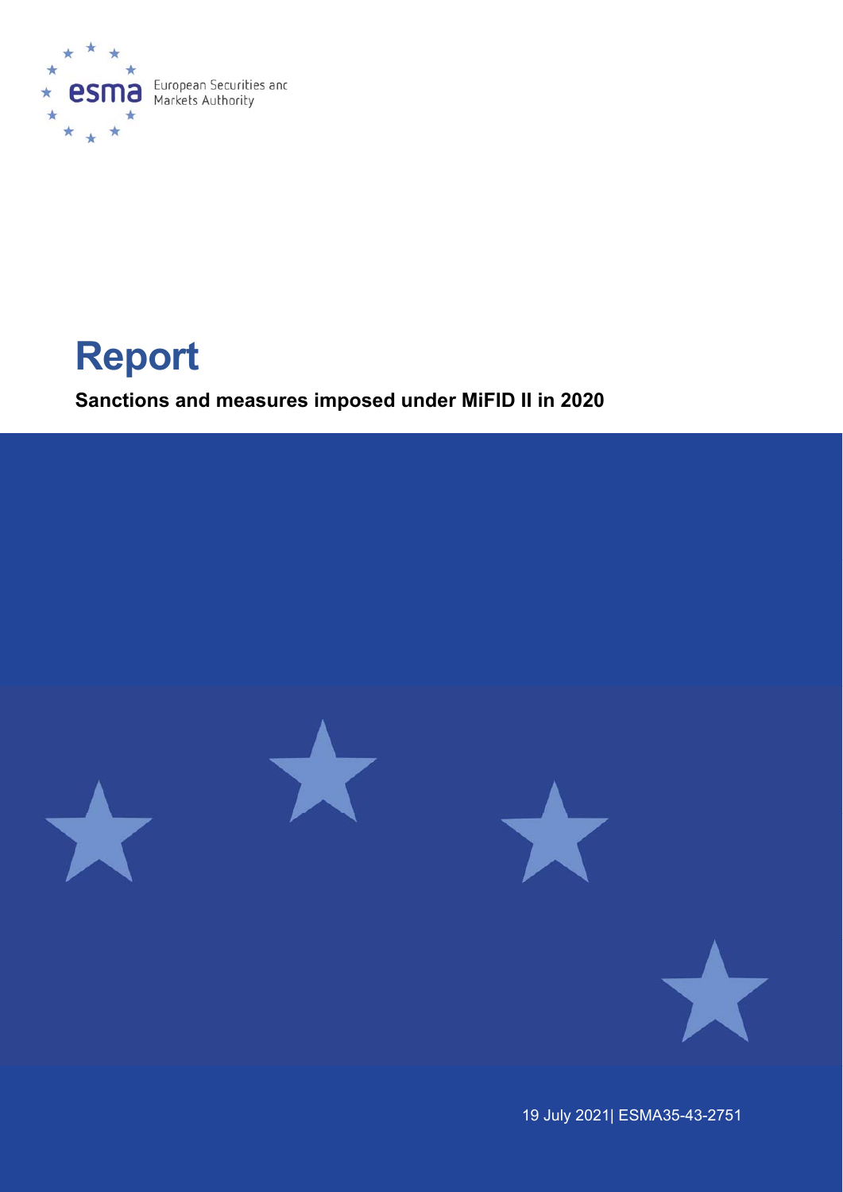European Securities and Markets Authority

# Report

**Sanctions and measures imposed under MiFID II in 2020**

19 July 2021| ESMA35-43-2751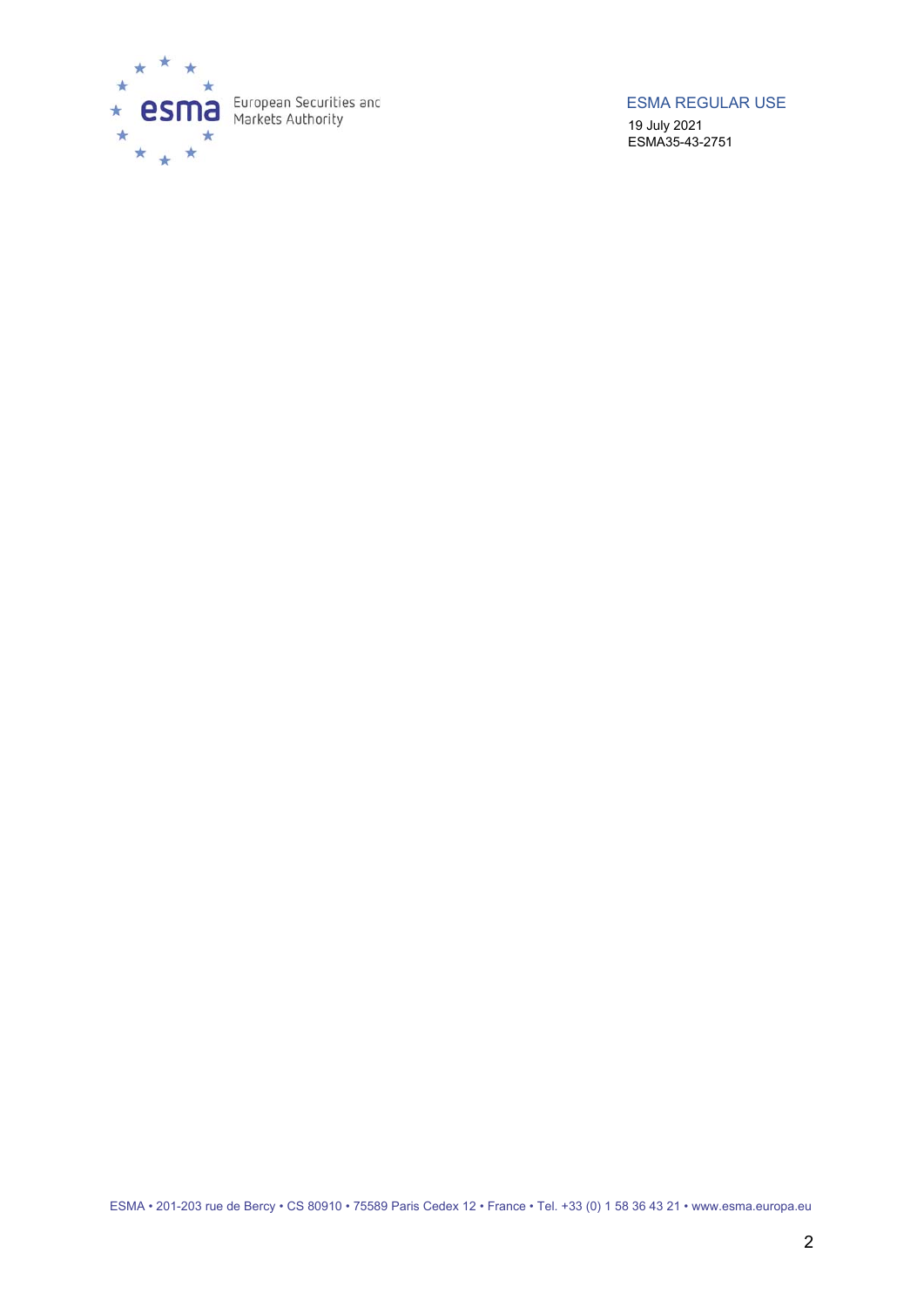ESMA REGULAR USE

19 July 2021

ESMA35-43-2751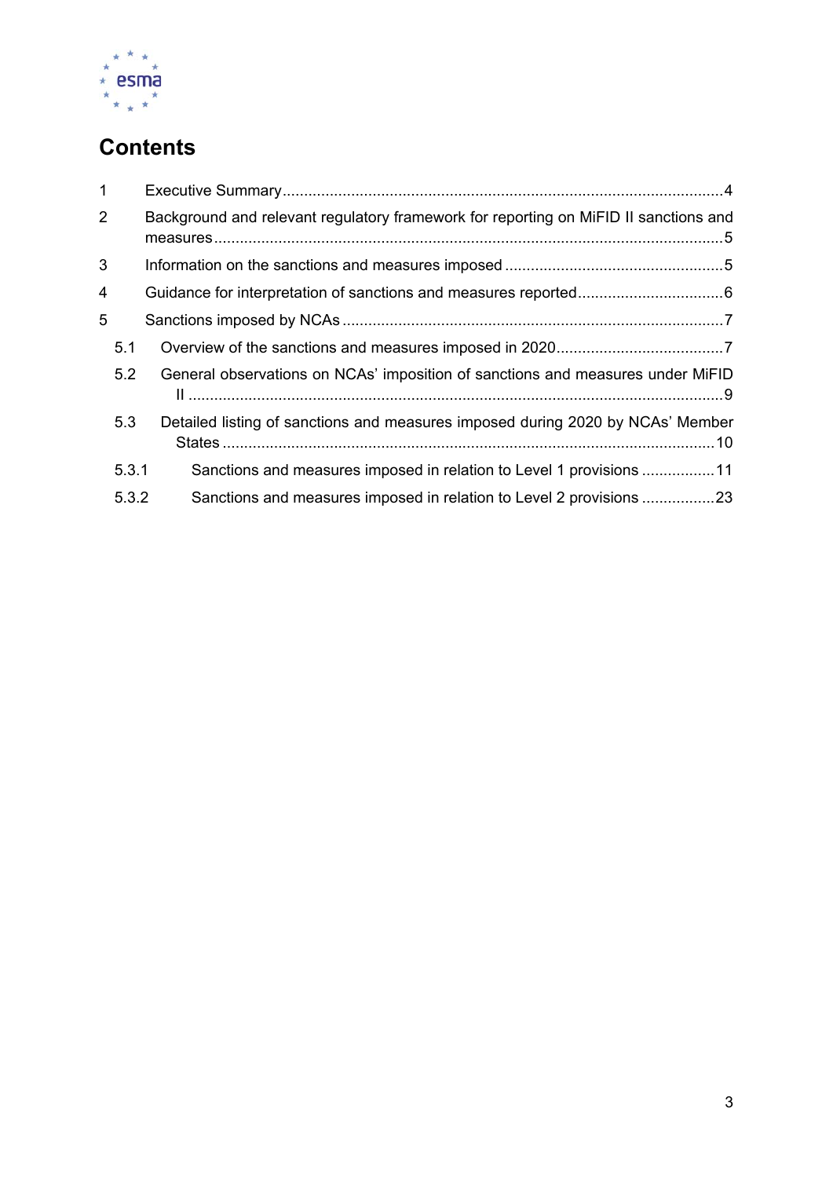# Contents

1 Executive Summary ........................................................................................................4

2 Background and relevant regulatory framework for reporting on MiFID II sanctions and measures ........................................................................................................................5

3 Information on the sanctions and measures imposed ....................................................5

4 Guidance for interpretation of sanctions and measures reported ..................................6

5 Sanctions imposed by NCAs .........................................................................................7

 5.1 Overview of the sanctions and measures imposed in 2020 .......................................7

 5.2 General observations on NCAs' imposition of sanctions and measures under MiFID II ..............................................................................................................................9

 5.3 Detailed listing of sanctions and measures imposed during 2020 by NCAs' Member States ...................................................................................................................10

  5.3.1 Sanctions and measures imposed in relation to Level 1 provisions .................11

  5.3.2 Sanctions and measures imposed in relation to Level 2 provisions .................23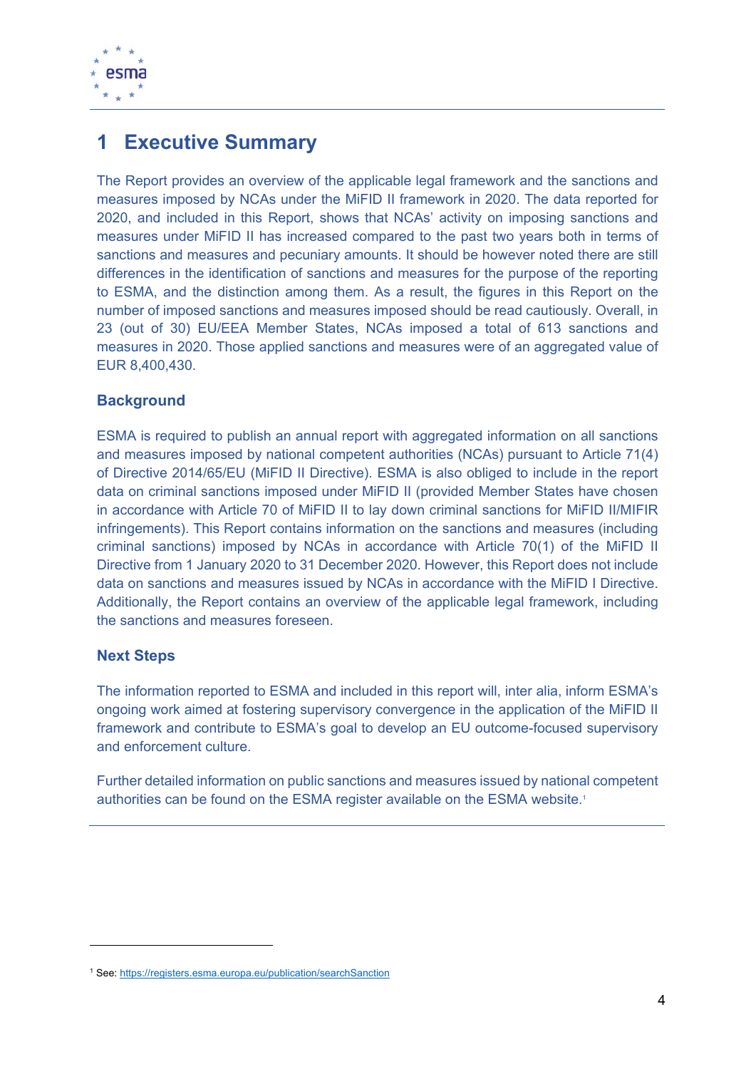# 1 Executive Summary

The Report provides an overview of the applicable legal framework and the sanctions and measures imposed by NCAs under the MiFID II framework in 2020. The data reported for 2020, and included in this Report, shows that NCAs' activity on imposing sanctions and measures under MiFID II has increased compared to the past two years both in terms of sanctions and measures and pecuniary amounts. It should be however noted there are still differences in the identification of sanctions and measures for the purpose of the reporting to ESMA, and the distinction among them. As a result, the figures in this Report on the number of imposed sanctions and measures imposed should be read cautiously. Overall, in 23 (out of 30) EU/EEA Member States, NCAs imposed a total of 613 sanctions and measures in 2020. Those applied sanctions and measures were of an aggregated value of EUR 8,400,430.

### Background

ESMA is required to publish an annual report with aggregated information on all sanctions and measures imposed by national competent authorities (NCAs) pursuant to Article 71(4) of Directive 2014/65/EU (MiFID II Directive). ESMA is also obliged to include in the report data on criminal sanctions imposed under MiFID II (provided Member States have chosen in accordance with Article 70 of MiFID II to lay down criminal sanctions for MiFID II/MIFIR infringements). This Report contains information on the sanctions and measures (including criminal sanctions) imposed by NCAs in accordance with Article 70(1) of the MiFID II Directive from 1 January 2020 to 31 December 2020. However, this Report does not include data on sanctions and measures issued by NCAs in accordance with the MiFID I Directive. Additionally, the Report contains an overview of the applicable legal framework, including the sanctions and measures foreseen.

### Next Steps

The information reported to ESMA and included in this report will, inter alia, inform ESMA's ongoing work aimed at fostering supervisory convergence in the application of the MiFID II framework and contribute to ESMA's goal to develop an EU outcome-focused supervisory and enforcement culture.

Further detailed information on public sanctions and measures issued by national competent authorities can be found on the ESMA register available on the ESMA website.[1]

[1] See: https://registers.esma.europa.eu/publication/searchSanction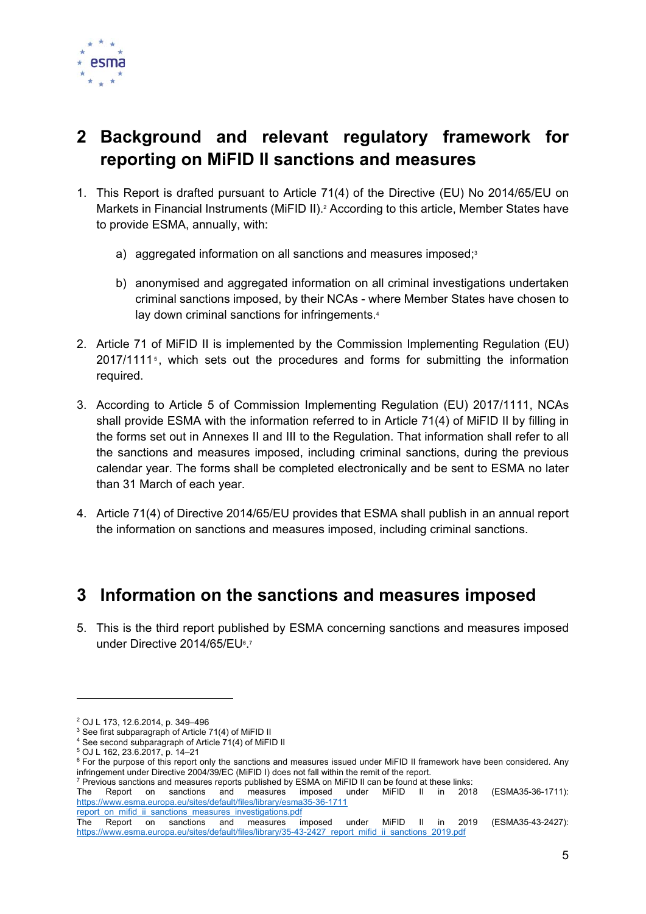## 2 Background and relevant regulatory framework for reporting on MiFID II sanctions and measures

1. This Report is drafted pursuant to Article 71(4) of the Directive (EU) No 2014/65/EU on Markets in Financial Instruments (MiFID II).[2] According to this article, Member States have to provide ESMA, annually, with:

   a) aggregated information on all sanctions and measures imposed;[3]

   b) anonymised and aggregated information on all criminal investigations undertaken criminal sanctions imposed, by their NCAs - where Member States have chosen to lay down criminal sanctions for infringements.[4]

2. Article 71 of MiFID II is implemented by the Commission Implementing Regulation (EU) 2017/1111[5], which sets out the procedures and forms for submitting the information required.

3. According to Article 5 of Commission Implementing Regulation (EU) 2017/1111, NCAs shall provide ESMA with the information referred to in Article 71(4) of MiFID II by filling in the forms set out in Annexes II and III to the Regulation. That information shall refer to all the sanctions and measures imposed, including criminal sanctions, during the previous calendar year. The forms shall be completed electronically and be sent to ESMA no later than 31 March of each year.

4. Article 71(4) of Directive 2014/65/EU provides that ESMA shall publish in an annual report the information on sanctions and measures imposed, including criminal sanctions.

## 3 Information on the sanctions and measures imposed

5. This is the third report published by ESMA concerning sanctions and measures imposed under Directive 2014/65/EU[6].[7]

---

[2] OJ L 173, 12.6.2014, p. 349–496

[3] See first subparagraph of Article 71(4) of MiFID II

[4] See second subparagraph of Article 71(4) of MiFID II

[5] OJ L 162, 23.6.2017, p. 14–21

[6] For the purpose of this report only the sanctions and measures issued under MiFID II framework have been considered. Any infringement under Directive 2004/39/EC (MiFID I) does not fall within the remit of the report.

[7] Previous sanctions and measures reports published by ESMA on MiFID II can be found at these links:
The Report on sanctions and measures imposed under MiFID II in 2018 (ESMA35-36-1711): https://www.esma.europa.eu/sites/default/files/library/esma35-36-1711_report_on_mifid_ii_sanctions_measures_investigations.pdf
The Report on sanctions and measures imposed under MiFID II in 2019 (ESMA35-43-2427): https://www.esma.europa.eu/sites/default/files/library/35-43-2427_report_mifid_ii_sanctions_2019.pdf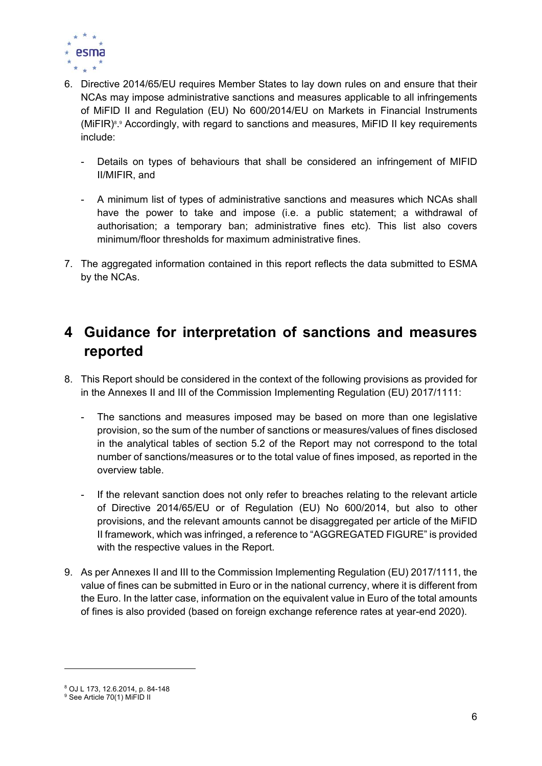6. Directive 2014/65/EU requires Member States to lay down rules on and ensure that their NCAs may impose administrative sanctions and measures applicable to all infringements of MiFID II and Regulation (EU) No 600/2014/EU on Markets in Financial Instruments (MiFIR)[8].[9] Accordingly, with regard to sanctions and measures, MiFID II key requirements include:

   - Details on types of behaviours that shall be considered an infringement of MIFID II/MIFIR, and

   - A minimum list of types of administrative sanctions and measures which NCAs shall have the power to take and impose (i.e. a public statement; a withdrawal of authorisation; a temporary ban; administrative fines etc). This list also covers minimum/floor thresholds for maximum administrative fines.

7. The aggregated information contained in this report reflects the data submitted to ESMA by the NCAs.

# 4 Guidance for interpretation of sanctions and measures reported

8. This Report should be considered in the context of the following provisions as provided for in the Annexes II and III of the Commission Implementing Regulation (EU) 2017/1111:

   - The sanctions and measures imposed may be based on more than one legislative provision, so the sum of the number of sanctions or measures/values of fines disclosed in the analytical tables of section 5.2 of the Report may not correspond to the total number of sanctions/measures or to the total value of fines imposed, as reported in the overview table.

   - If the relevant sanction does not only refer to breaches relating to the relevant article of Directive 2014/65/EU or of Regulation (EU) No 600/2014, but also to other provisions, and the relevant amounts cannot be disaggregated per article of the MiFID II framework, which was infringed, a reference to "AGGREGATED FIGURE" is provided with the respective values in the Report.

9. As per Annexes II and III to the Commission Implementing Regulation (EU) 2017/1111, the value of fines can be submitted in Euro or in the national currency, where it is different from the Euro. In the latter case, information on the equivalent value in Euro of the total amounts of fines is also provided (based on foreign exchange reference rates at year-end 2020).

---

[8] OJ L 173, 12.6.2014, p. 84-148

[9] See Article 70(1) MiFID II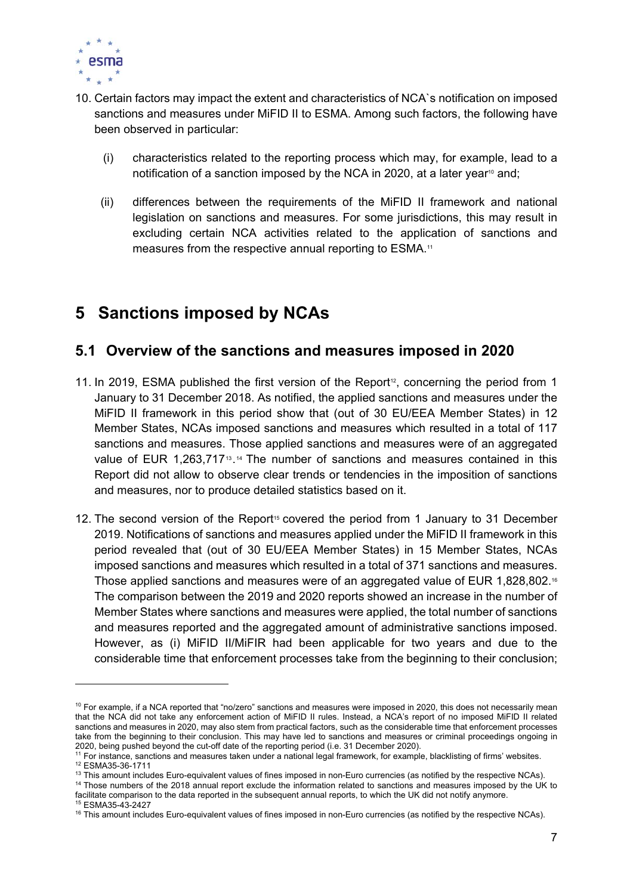10. Certain factors may impact the extent and characteristics of NCA`s notification on imposed sanctions and measures under MiFID II to ESMA. Among such factors, the following have been observed in particular:

    (i) characteristics related to the reporting process which may, for example, lead to a notification of a sanction imposed by the NCA in 2020, at a later year[10] and;

    (ii) differences between the requirements of the MiFID II framework and national legislation on sanctions and measures. For some jurisdictions, this may result in excluding certain NCA activities related to the application of sanctions and measures from the respective annual reporting to ESMA.[11]

# 5 Sanctions imposed by NCAs

## 5.1 Overview of the sanctions and measures imposed in 2020

11. In 2019, ESMA published the first version of the Report[12], concerning the period from 1 January to 31 December 2018. As notified, the applied sanctions and measures under the MiFID II framework in this period show that (out of 30 EU/EEA Member States) in 12 Member States, NCAs imposed sanctions and measures which resulted in a total of 117 sanctions and measures. Those applied sanctions and measures were of an aggregated value of EUR 1,263,717[13].[14] The number of sanctions and measures contained in this Report did not allow to observe clear trends or tendencies in the imposition of sanctions and measures, nor to produce detailed statistics based on it.

12. The second version of the Report[15] covered the period from 1 January to 31 December 2019. Notifications of sanctions and measures applied under the MiFID II framework in this period revealed that (out of 30 EU/EEA Member States) in 15 Member States, NCAs imposed sanctions and measures which resulted in a total of 371 sanctions and measures. Those applied sanctions and measures were of an aggregated value of EUR 1,828,802.[16] The comparison between the 2019 and 2020 reports showed an increase in the number of Member States where sanctions and measures were applied, the total number of sanctions and measures reported and the aggregated amount of administrative sanctions imposed. However, as (i) MiFID II/MiFIR had been applicable for two years and due to the considerable time that enforcement processes take from the beginning to their conclusion;

---

[10] For example, if a NCA reported that "no/zero" sanctions and measures were imposed in 2020, this does not necessarily mean that the NCA did not take any enforcement action of MiFID II rules. Instead, a NCA's report of no imposed MiFID II related sanctions and measures in 2020, may also stem from practical factors, such as the considerable time that enforcement processes take from the beginning to their conclusion. This may have led to sanctions and measures or criminal proceedings ongoing in 2020, being pushed beyond the cut-off date of the reporting period (i.e. 31 December 2020).

[11] For instance, sanctions and measures taken under a national legal framework, for example, blacklisting of firms' websites.

[12] ESMA35-36-1711

[13] This amount includes Euro-equivalent values of fines imposed in non-Euro currencies (as notified by the respective NCAs).

[14] Those numbers of the 2018 annual report exclude the information related to sanctions and measures imposed by the UK to facilitate comparison to the data reported in the subsequent annual reports, to which the UK did not notify anymore.

[15] ESMA35-43-2427

[16] This amount includes Euro-equivalent values of fines imposed in non-Euro currencies (as notified by the respective NCAs).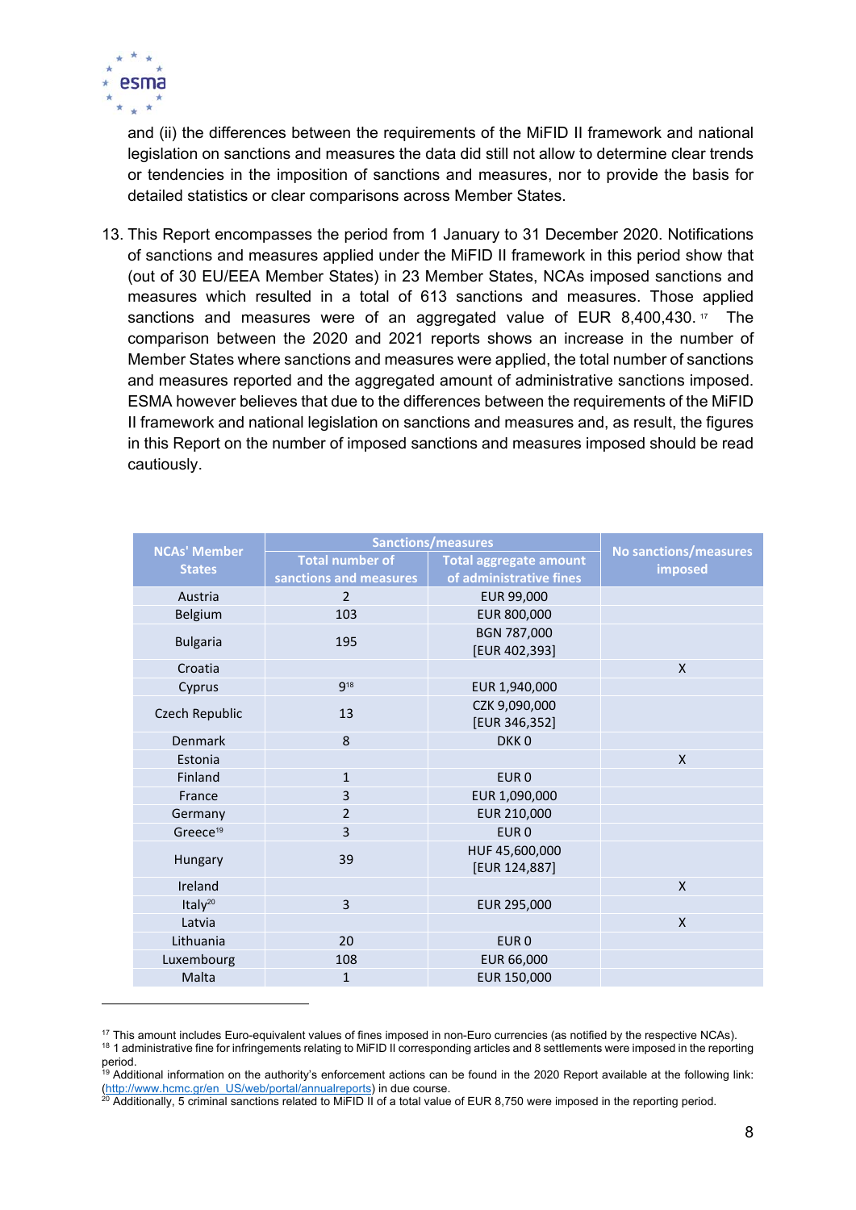and (ii) the differences between the requirements of the MiFID II framework and national legislation on sanctions and measures the data did still not allow to determine clear trends or tendencies in the imposition of sanctions and measures, nor to provide the basis for detailed statistics or clear comparisons across Member States.

13. This Report encompasses the period from 1 January to 31 December 2020. Notifications of sanctions and measures applied under the MiFID II framework in this period show that (out of 30 EU/EEA Member States) in 23 Member States, NCAs imposed sanctions and measures which resulted in a total of 613 sanctions and measures. Those applied sanctions and measures were of an aggregated value of EUR 8,400,430.[17] The comparison between the 2020 and 2021 reports shows an increase in the number of Member States where sanctions and measures were applied, the total number of sanctions and measures reported and the aggregated amount of administrative sanctions imposed. ESMA however believes that due to the differences between the requirements of the MiFID II framework and national legislation on sanctions and measures and, as result, the figures in this Report on the number of imposed sanctions and measures imposed should be read cautiously.

| NCAs' Member States | Sanctions/measures | | No sanctions/measures imposed |
|---|---|---|---|
| | Total number of sanctions and measures | Total aggregate amount of administrative fines | |
| Austria | 2 | EUR 99,000 | |
| Belgium | 103 | EUR 800,000 | |
| Bulgaria | 195 | BGN 787,000 [EUR 402,393] | |
| Croatia | | | X |
| Cyprus | 9[18] | EUR 1,940,000 | |
| Czech Republic | 13 | CZK 9,090,000 [EUR 346,352] | |
| Denmark | 8 | DKK 0 | |
| Estonia | | | X |
| Finland | 1 | EUR 0 | |
| France | 3 | EUR 1,090,000 | |
| Germany | 2 | EUR 210,000 | |
| Greece[19] | 3 | EUR 0 | |
| Hungary | 39 | HUF 45,600,000 [EUR 124,887] | |
| Ireland | | | X |
| Italy[20] | 3 | EUR 295,000 | |
| Latvia | | | X |
| Lithuania | 20 | EUR 0 | |
| Luxembourg | 108 | EUR 66,000 | |
| Malta | 1 | EUR 150,000 | |

[17] This amount includes Euro-equivalent values of fines imposed in non-Euro currencies (as notified by the respective NCAs).

[18] 1 administrative fine for infringements relating to MiFID II corresponding articles and 8 settlements were imposed in the reporting period.

[19] Additional information on the authority's enforcement actions can be found in the 2020 Report available at the following link: (http://www.hcmc.gr/en_US/web/portal/annualreports) in due course.

[20] Additionally, 5 criminal sanctions related to MiFID II of a total value of EUR 8,750 were imposed in the reporting period.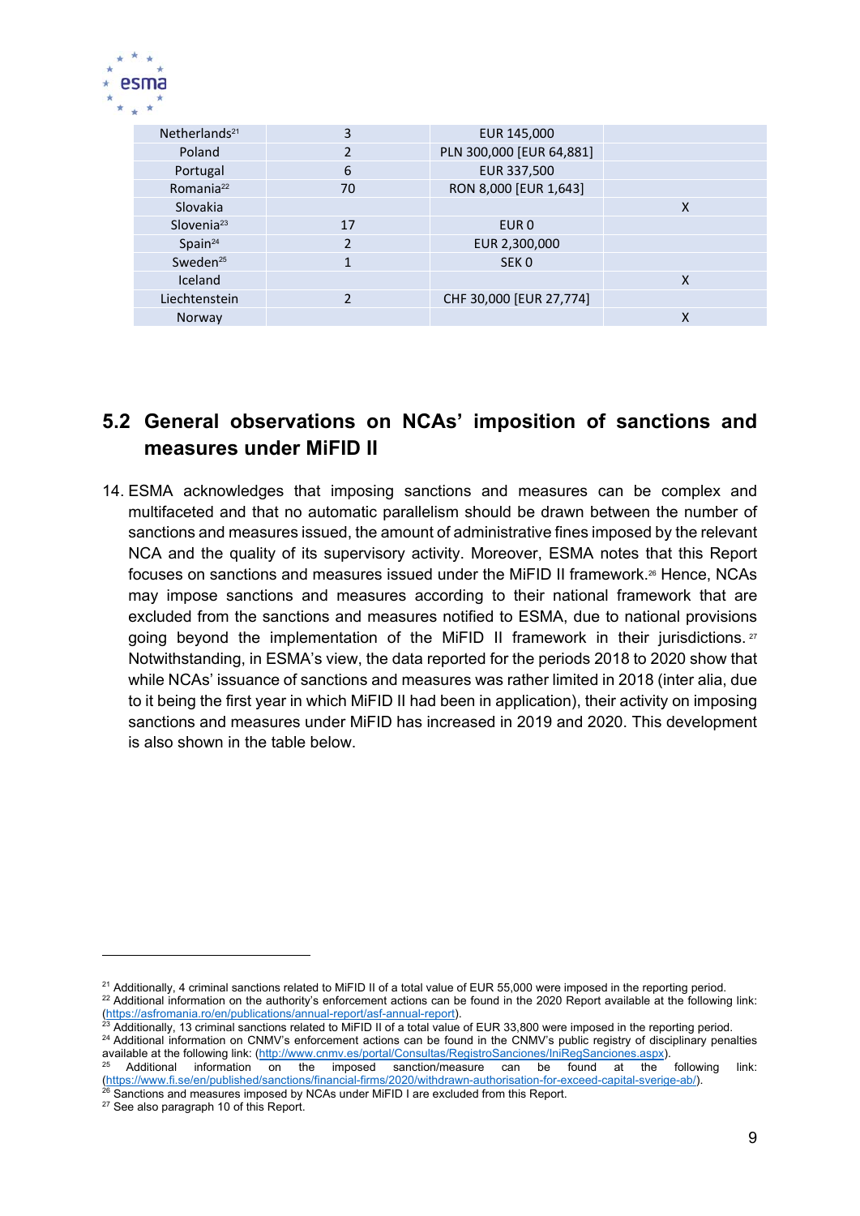| Netherlands[21] | 3 | EUR 145,000 | |
|---|---|---|---|
| Poland | 2 | PLN 300,000 [EUR 64,881] | |
| Portugal | 6 | EUR 337,500 | |
| Romania[22] | 70 | RON 8,000 [EUR 1,643] | |
| Slovakia | | | X |
| Slovenia[23] | 17 | EUR 0 | |
| Spain[24] | 2 | EUR 2,300,000 | |
| Sweden[25] | 1 | SEK 0 | |
| Iceland | | | X |
| Liechtenstein | 2 | CHF 30,000 [EUR 27,774] | |
| Norway | | | X |

## 5.2 General observations on NCAs' imposition of sanctions and measures under MiFID II

14. ESMA acknowledges that imposing sanctions and measures can be complex and multifaceted and that no automatic parallelism should be drawn between the number of sanctions and measures issued, the amount of administrative fines imposed by the relevant NCA and the quality of its supervisory activity. Moreover, ESMA notes that this Report focuses on sanctions and measures issued under the MiFID II framework.[26] Hence, NCAs may impose sanctions and measures according to their national framework that are excluded from the sanctions and measures notified to ESMA, due to national provisions going beyond the implementation of the MiFID II framework in their jurisdictions.[27] Notwithstanding, in ESMA's view, the data reported for the periods 2018 to 2020 show that while NCAs' issuance of sanctions and measures was rather limited in 2018 (inter alia, due to it being the first year in which MiFID II had been in application), their activity on imposing sanctions and measures under MiFID has increased in 2019 and 2020. This development is also shown in the table below.

[21] Additionally, 4 criminal sanctions related to MiFID II of a total value of EUR 55,000 were imposed in the reporting period.
[22] Additional information on the authority's enforcement actions can be found in the 2020 Report available at the following link: (https://asfromania.ro/en/publications/annual-report/asf-annual-report).
[23] Additionally, 13 criminal sanctions related to MiFID II of a total value of EUR 33,800 were imposed in the reporting period.
[24] Additional information on CNMV's enforcement actions can be found in the CNMV's public registry of disciplinary penalties available at the following link: (http://www.cnmv.es/portal/Consultas/RegistroSanciones/IniRegSanciones.aspx).
[25] Additional information on the imposed sanction/measure can be found at the following link: (https://www.fi.se/en/published/sanctions/financial-firms/2020/withdrawn-authorisation-for-exceed-capital-sverige-ab/).
[26] Sanctions and measures imposed by NCAs under MiFID I are excluded from this Report.
[27] See also paragraph 10 of this Report.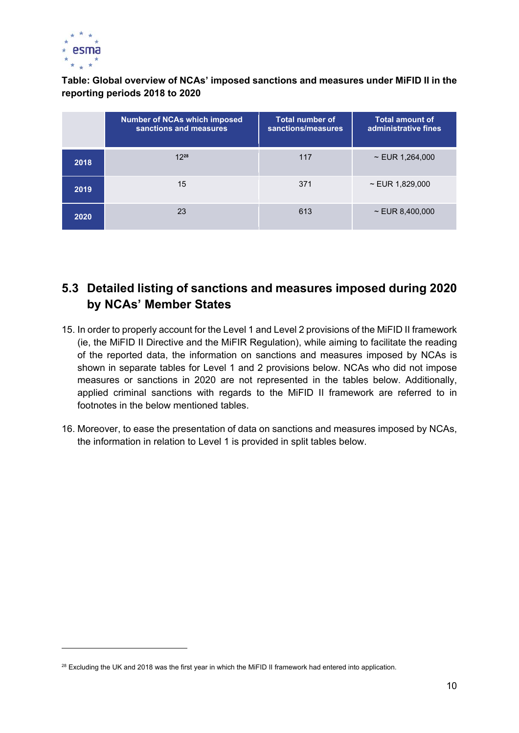**Table: Global overview of NCAs' imposed sanctions and measures under MiFID II in the reporting periods 2018 to 2020**

| | Number of NCAs which imposed sanctions and measures | Total number of sanctions/measures | Total amount of administrative fines |
|---|---|---|---|
| **2018** | 12[28] | 117 | ~ EUR 1,264,000 |
| **2019** | 15 | 371 | ~ EUR 1,829,000 |
| **2020** | 23 | 613 | ~ EUR 8,400,000 |

## 5.3 Detailed listing of sanctions and measures imposed during 2020 by NCAs' Member States

15. In order to properly account for the Level 1 and Level 2 provisions of the MiFID II framework (ie, the MiFID II Directive and the MiFIR Regulation), while aiming to facilitate the reading of the reported data, the information on sanctions and measures imposed by NCAs is shown in separate tables for Level 1 and 2 provisions below. NCAs who did not impose measures or sanctions in 2020 are not represented in the tables below. Additionally, applied criminal sanctions with regards to the MiFID II framework are referred to in footnotes in the below mentioned tables.

16. Moreover, to ease the presentation of data on sanctions and measures imposed by NCAs, the information in relation to Level 1 is provided in split tables below.

[28] Excluding the UK and 2018 was the first year in which the MiFID II framework had entered into application.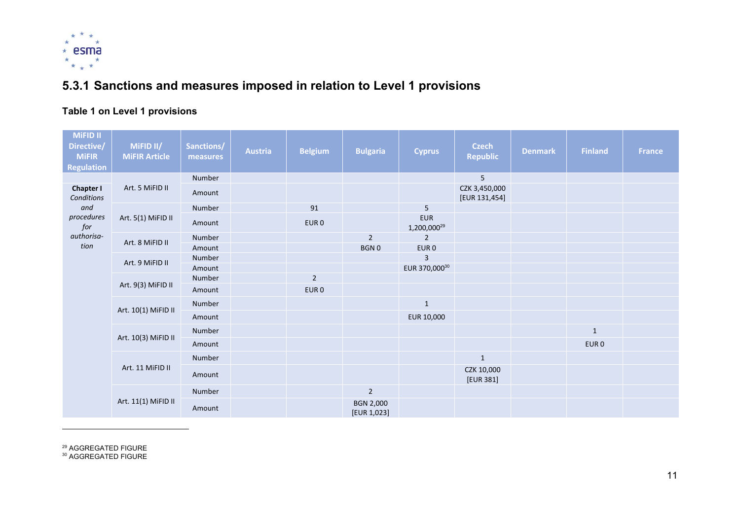## 5.3.1 Sanctions and measures imposed in relation to Level 1 provisions

**Table 1 on Level 1 provisions**

| MiFID II Directive/ MiFIR Regulation | MiFID II/ MiFIR Article | Sanctions/ measures | Austria | Belgium | Bulgaria | Cyprus | Czech Republic | Denmark | Finland | France |
|---|---|---|---|---|---|---|---|---|---|---|
| **Chapter I** *Conditions and procedures for authorisation* | Art. 5 MiFID II | Number | | | | | 5 | | | |
| | | Amount | | | | | CZK 3,450,000 [EUR 131,454] | | | |
| | Art. 5(1) MiFID II | Number | | 91 | | 5 | | | | |
| | | Amount | | EUR 0 | | EUR 1,200,000[29] | | | | |
| | Art. 8 MiFID II | Number | | | 2 | 2 | | | | |
| | | Amount | | | BGN 0 | EUR 0 | | | | |
| | Art. 9 MiFID II | Number | | | | 3 | | | | |
| | | Amount | | | | EUR 370,000[30] | | | | |
| | Art. 9(3) MiFID II | Number | | 2 | | | | | | |
| | | Amount | | EUR 0 | | | | | | |
| | Art. 10(1) MiFID II | Number | | | | 1 | | | | |
| | | Amount | | | | EUR 10,000 | | | | |
| | Art. 10(3) MiFID II | Number | | | | | | | 1 | |
| | | Amount | | | | | | | EUR 0 | |
| | Art. 11 MiFID II | Number | | | | | 1 | | | |
| | | Amount | | | | | CZK 10,000 [EUR 381] | | | |
| | Art. 11(1) MiFID II | Number | | | 2 | | | | | |
| | | Amount | | | BGN 2,000 [EUR 1,023] | | | | | |

[29] AGGREGATED FIGURE
[30] AGGREGATED FIGURE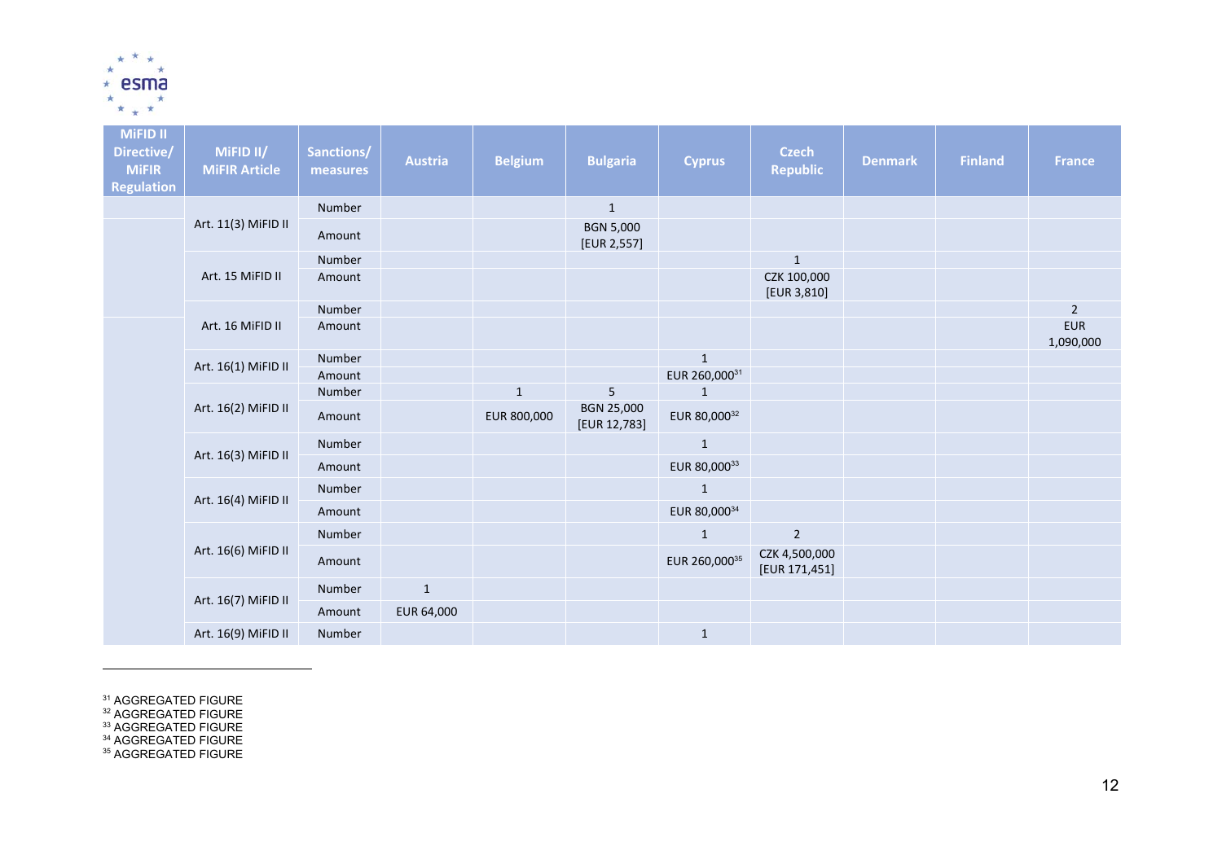| MiFID II Directive/ MiFIR Regulation | MiFID II/ MiFIR Article | Sanctions/ measures | Austria | Belgium | Bulgaria | Cyprus | Czech Republic | Denmark | Finland | France |
|---|---|---|---|---|---|---|---|---|---|---|
| | Art. 11(3) MiFID II | Number | | | 1 | | | | | |
| | | Amount | | | BGN 5,000 [EUR 2,557] | | | | | |
| | Art. 15 MiFID II | Number | | | | | 1 | | | |
| | | Amount | | | | | CZK 100,000 [EUR 3,810] | | | |
| | Art. 16 MiFID II | Number | | | | | | | | 2 |
| | | Amount | | | | | | | | EUR 1,090,000 |
| | Art. 16(1) MiFID II | Number | | | | 1 | | | | |
| | | Amount | | | | EUR 260,000[31] | | | | |
| | Art. 16(2) MiFID II | Number | | 1 | 5 | 1 | | | | |
| | | Amount | | EUR 800,000 | BGN 25,000 [EUR 12,783] | EUR 80,000[32] | | | | |
| | Art. 16(3) MiFID II | Number | | | | 1 | | | | |
| | | Amount | | | | EUR 80,000[33] | | | | |
| | Art. 16(4) MiFID II | Number | | | | 1 | | | | |
| | | Amount | | | | EUR 80,000[34] | | | | |
| | Art. 16(6) MiFID II | Number | | | | 1 | 2 | | | |
| | | Amount | | | | EUR 260,000[35] | CZK 4,500,000 [EUR 171,451] | | | |
| | Art. 16(7) MiFID II | Number | 1 | | | | | | | |
| | | Amount | EUR 64,000 | | | | | | | |
| | Art. 16(9) MiFID II | Number | | | | 1 | | | | |

[31] AGGREGATED FIGURE
[32] AGGREGATED FIGURE
[33] AGGREGATED FIGURE
[34] AGGREGATED FIGURE
[35] AGGREGATED FIGURE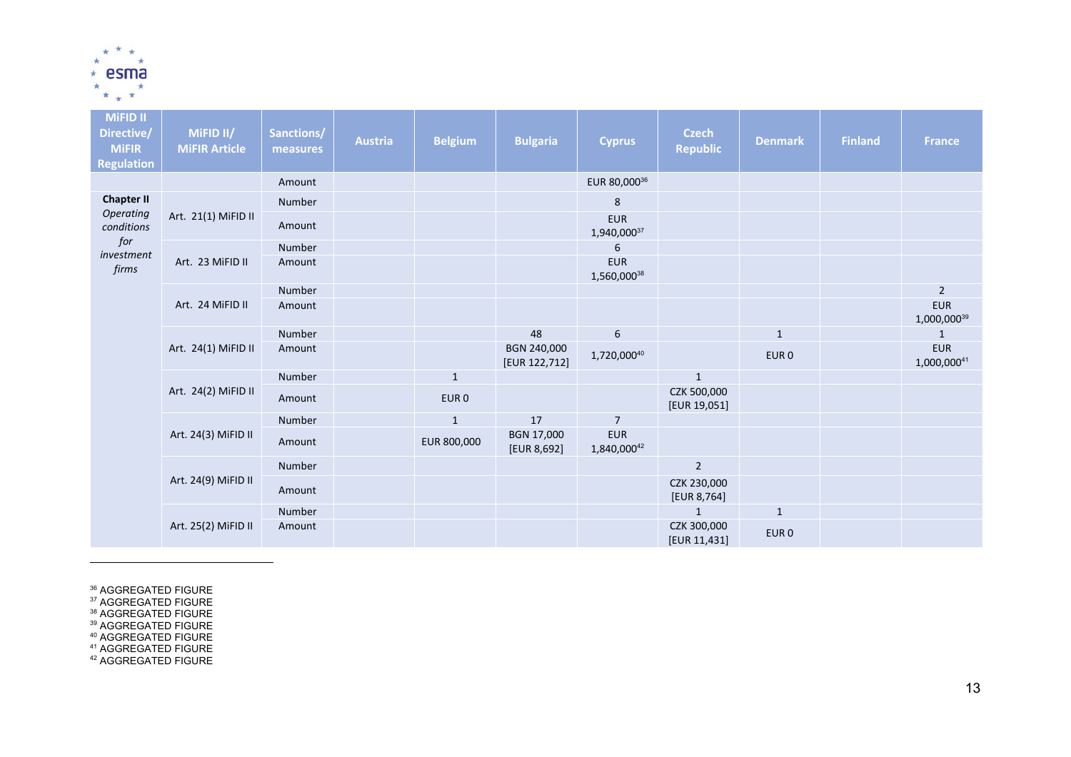| MiFID II Directive/ MiFIR Regulation | MiFID II/ MiFIR Article | Sanctions/ measures | Austria | Belgium | Bulgaria | Cyprus | Czech Republic | Denmark | Finland | France |
|---|---|---|---|---|---|---|---|---|---|---|
| | | Amount | | | | EUR 80,000[36] | | | | |
| **Chapter II** *Operating conditions for investment firms* | Art. 21(1) MiFID II | Number | | | | 8 | | | | |
| | | Amount | | | | EUR 1,940,000[37] | | | | |
| | Art. 23 MiFID II | Number | | | | 6 | | | | |
| | | Amount | | | | EUR 1,560,000[38] | | | | |
| | Art. 24 MiFID II | Number | | | | | | | | 2 |
| | | Amount | | | | | | | | EUR 1,000,000[39] |
| | Art. 24(1) MiFID II | Number | | | 48 | 6 | | 1 | | 1 |
| | | Amount | | | BGN 240,000 [EUR 122,712] | 1,720,000[40] | | EUR 0 | | EUR 1,000,000[41] |
| | Art. 24(2) MiFID II | Number | | 1 | | | 1 | | | |
| | | Amount | | EUR 0 | | | CZK 500,000 [EUR 19,051] | | | |
| | Art. 24(3) MiFID II | Number | | 1 | 17 | 7 | | | | |
| | | Amount | | EUR 800,000 | BGN 17,000 [EUR 8,692] | EUR 1,840,000[42] | | | | |
| | Art. 24(9) MiFID II | Number | | | | | 2 | | | |
| | | Amount | | | | | CZK 230,000 [EUR 8,764] | | | |
| | Art. 25(2) MiFID II | Number | | | | | 1 | 1 | | |
| | | Amount | | | | | CZK 300,000 [EUR 11,431] | EUR 0 | | |

[36] AGGREGATED FIGURE
[37] AGGREGATED FIGURE
[38] AGGREGATED FIGURE
[39] AGGREGATED FIGURE
[40] AGGREGATED FIGURE
[41] AGGREGATED FIGURE
[42] AGGREGATED FIGURE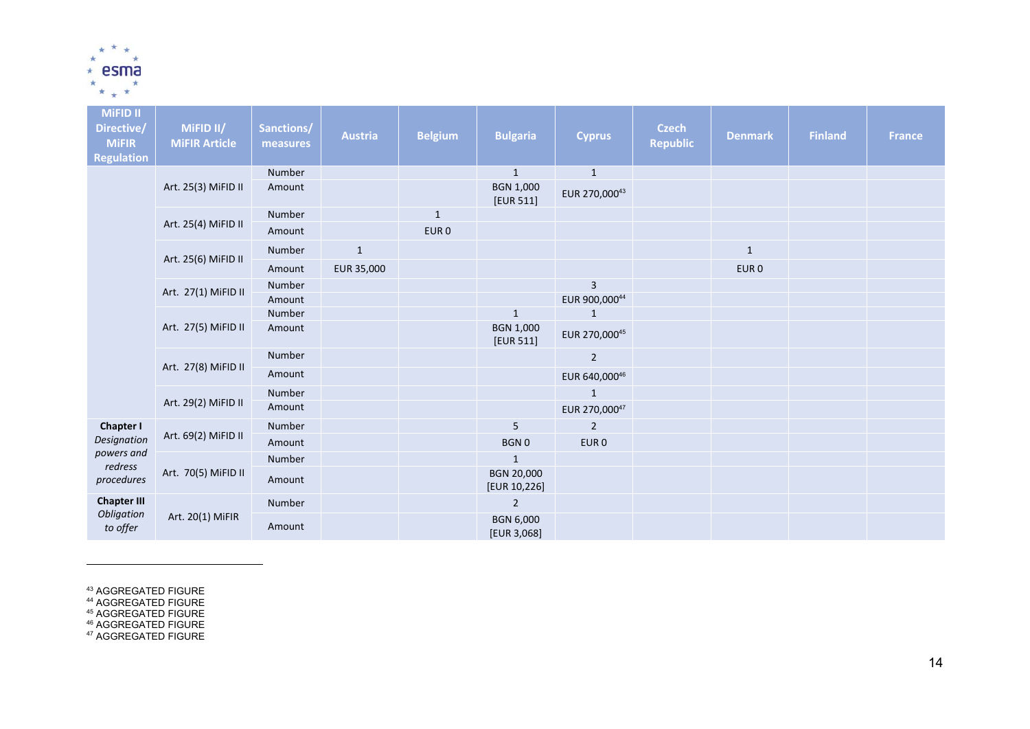| MiFID II Directive/ MiFIR Regulation | MiFID II/ MiFIR Article | Sanctions/ measures | Austria | Belgium | Bulgaria | Cyprus | Czech Republic | Denmark | Finland | France |
|---|---|---|---|---|---|---|---|---|---|---|
| | Art. 25(3) MiFID II | Number | | | 1 | 1 | | | | |
| | | Amount | | | BGN 1,000 [EUR 511] | EUR 270,000[43] | | | | |
| | Art. 25(4) MiFID II | Number | | 1 | | | | | | |
| | | Amount | | EUR 0 | | | | | | |
| | Art. 25(6) MiFID II | Number | 1 | | | | | 1 | | |
| | | Amount | EUR 35,000 | | | | | EUR 0 | | |
| | Art. 27(1) MiFID II | Number | | | | 3 | | | | |
| | | Amount | | | | EUR 900,000[44] | | | | |
| | Art. 27(5) MiFID II | Number | | | 1 | 1 | | | | |
| | | Amount | | | BGN 1,000 [EUR 511] | EUR 270,000[45] | | | | |
| | Art. 27(8) MiFID II | Number | | | | 2 | | | | |
| | | Amount | | | | EUR 640,000[46] | | | | |
| | Art. 29(2) MiFID II | Number | | | | 1 | | | | |
| | | Amount | | | | EUR 270,000[47] | | | | |
| **Chapter I** *Designation powers and redress procedures* | Art. 69(2) MiFID II | Number | | | 5 | 2 | | | | |
| | | Amount | | | BGN 0 | EUR 0 | | | | |
| | Art. 70(5) MiFID II | Number | | | 1 | | | | | |
| | | Amount | | | BGN 20,000 [EUR 10,226] | | | | | |
| **Chapter III** *Obligation to offer* | Art. 20(1) MiFIR | Number | | | 2 | | | | | |
| | | Amount | | | BGN 6,000 [EUR 3,068] | | | | | |

[43] AGGREGATED FIGURE
[44] AGGREGATED FIGURE
[45] AGGREGATED FIGURE
[46] AGGREGATED FIGURE
[47] AGGREGATED FIGURE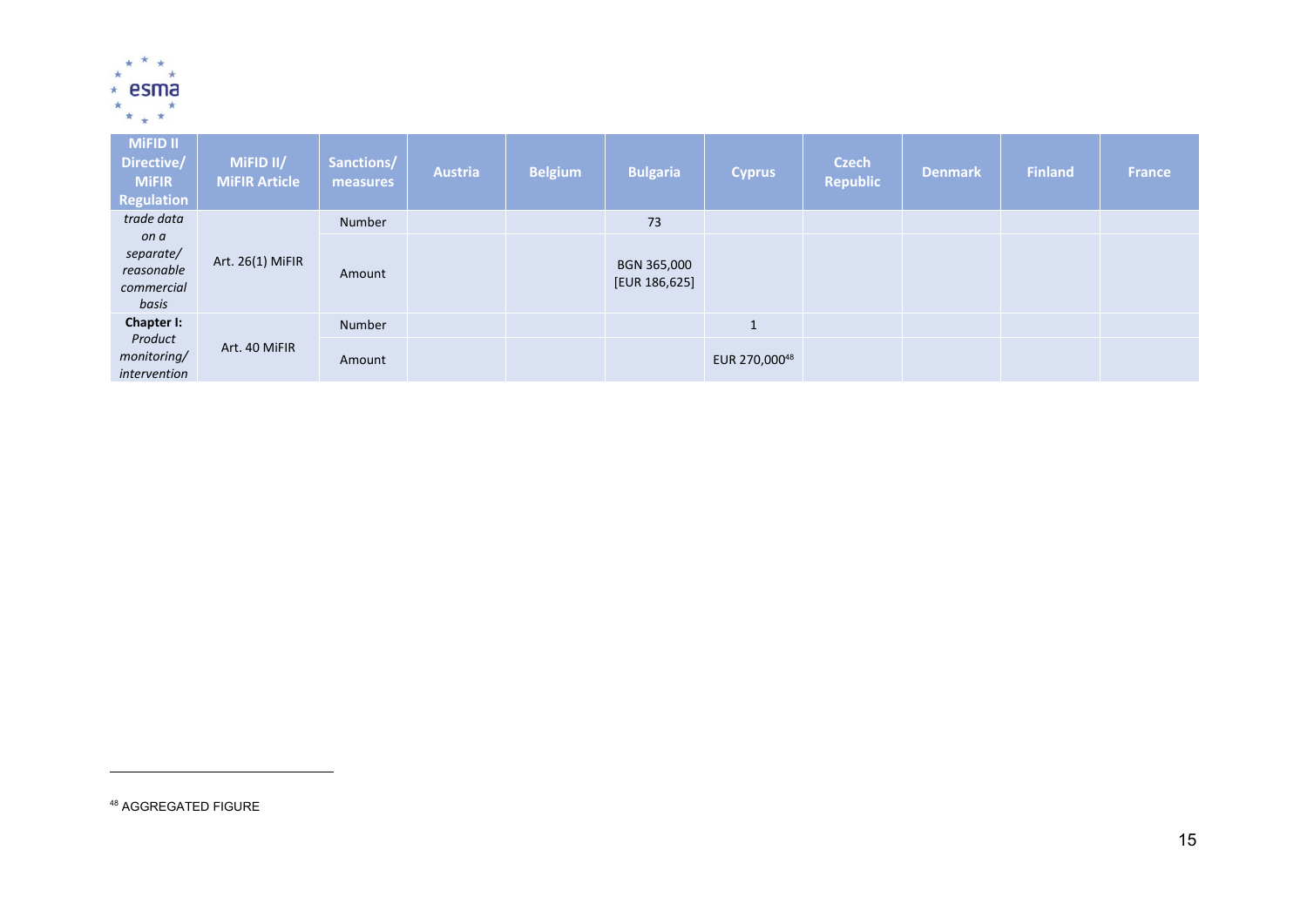| MiFID II Directive/ MiFIR Regulation | MiFID II/ MiFIR Article | Sanctions/ measures | Austria | Belgium | Bulgaria | Cyprus | Czech Republic | Denmark | Finland | France |
|---|---|---|---|---|---|---|---|---|---|---|
| *trade data on a separate/ reasonable commercial basis* | Art. 26(1) MiFIR | Number | | | 73 | | | | | |
| | | Amount | | | BGN 365,000 [EUR 186,625] | | | | | |
| **Chapter I:** *Product monitoring/ intervention* | Art. 40 MiFIR | Number | | | | 1 | | | | |
| | | Amount | | | | EUR 270,000[48] | | | | |

[48] AGGREGATED FIGURE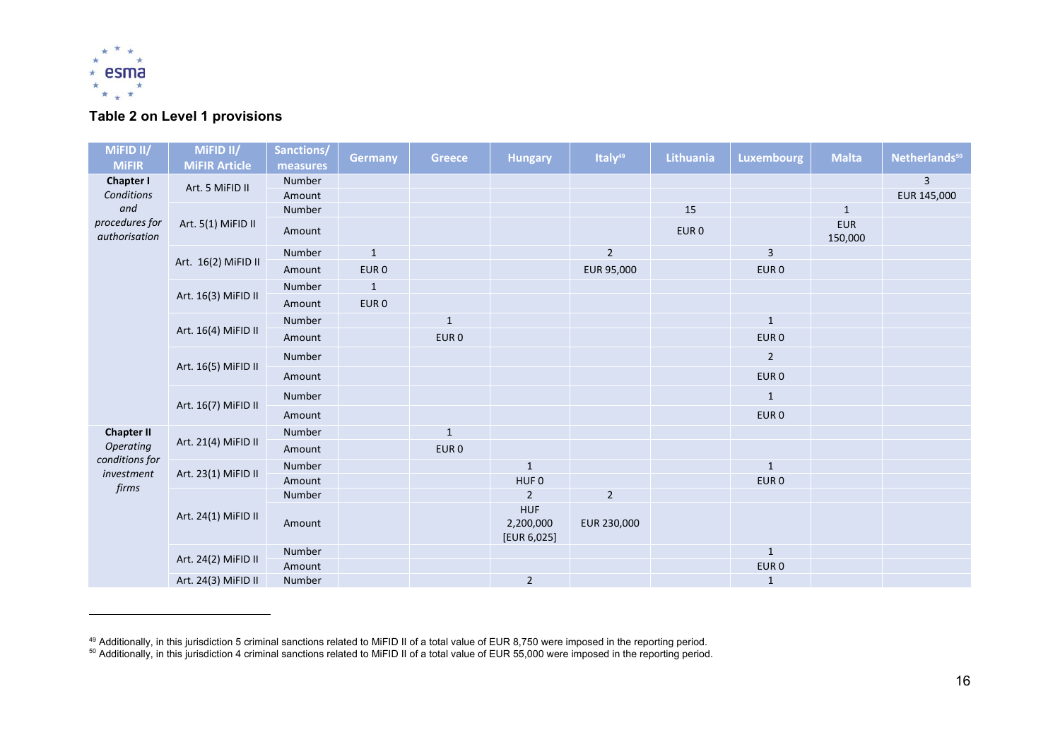### Table 2 on Level 1 provisions

| MiFID II/ MiFIR | MiFID II/ MiFIR Article | Sanctions/ measures | Germany | Greece | Hungary | Italy[49] | Lithuania | Luxembourg | Malta | Netherlands[50] |
|---|---|---|---|---|---|---|---|---|---|---|
| **Chapter I** *Conditions and procedures for authorisation* | Art. 5 MiFID II | Number | | | | | | | | 3 |
| | | Amount | | | | | | | | EUR 145,000 |
| | Art. 5(1) MiFID II | Number | | | | | 15 | | 1 | |
| | | Amount | | | | | EUR 0 | | EUR 150,000 | |
| | Art. 16(2) MiFID II | Number | 1 | | | 2 | | 3 | | |
| | | Amount | EUR 0 | | | EUR 95,000 | | EUR 0 | | |
| | Art. 16(3) MiFID II | Number | 1 | | | | | | | |
| | | Amount | EUR 0 | | | | | | | |
| | Art. 16(4) MiFID II | Number | | 1 | | | | 1 | | |
| | | Amount | | EUR 0 | | | | EUR 0 | | |
| | Art. 16(5) MiFID II | Number | | | | | | 2 | | |
| | | Amount | | | | | | EUR 0 | | |
| | Art. 16(7) MiFID II | Number | | | | | | 1 | | |
| | | Amount | | | | | | EUR 0 | | |
| **Chapter II** *Operating conditions for investment firms* | Art. 21(4) MiFID II | Number | | 1 | | | | | | |
| | | Amount | | EUR 0 | | | | | | |
| | Art. 23(1) MiFID II | Number | | | 1 | | | 1 | | |
| | | Amount | | | HUF 0 | | | EUR 0 | | |
| | Art. 24(1) MiFID II | Number | | | 2 | 2 | | | | |
| | | Amount | | | HUF 2,200,000 [EUR 6,025] | EUR 230,000 | | | | |
| | Art. 24(2) MiFID II | Number | | | | | | 1 | | |
| | | Amount | | | | | | EUR 0 | | |
| | Art. 24(3) MiFID II | Number | | | 2 | | | 1 | | |

[49] Additionally, in this jurisdiction 5 criminal sanctions related to MiFID II of a total value of EUR 8,750 were imposed in the reporting period.

[50] Additionally, in this jurisdiction 4 criminal sanctions related to MiFID II of a total value of EUR 55,000 were imposed in the reporting period.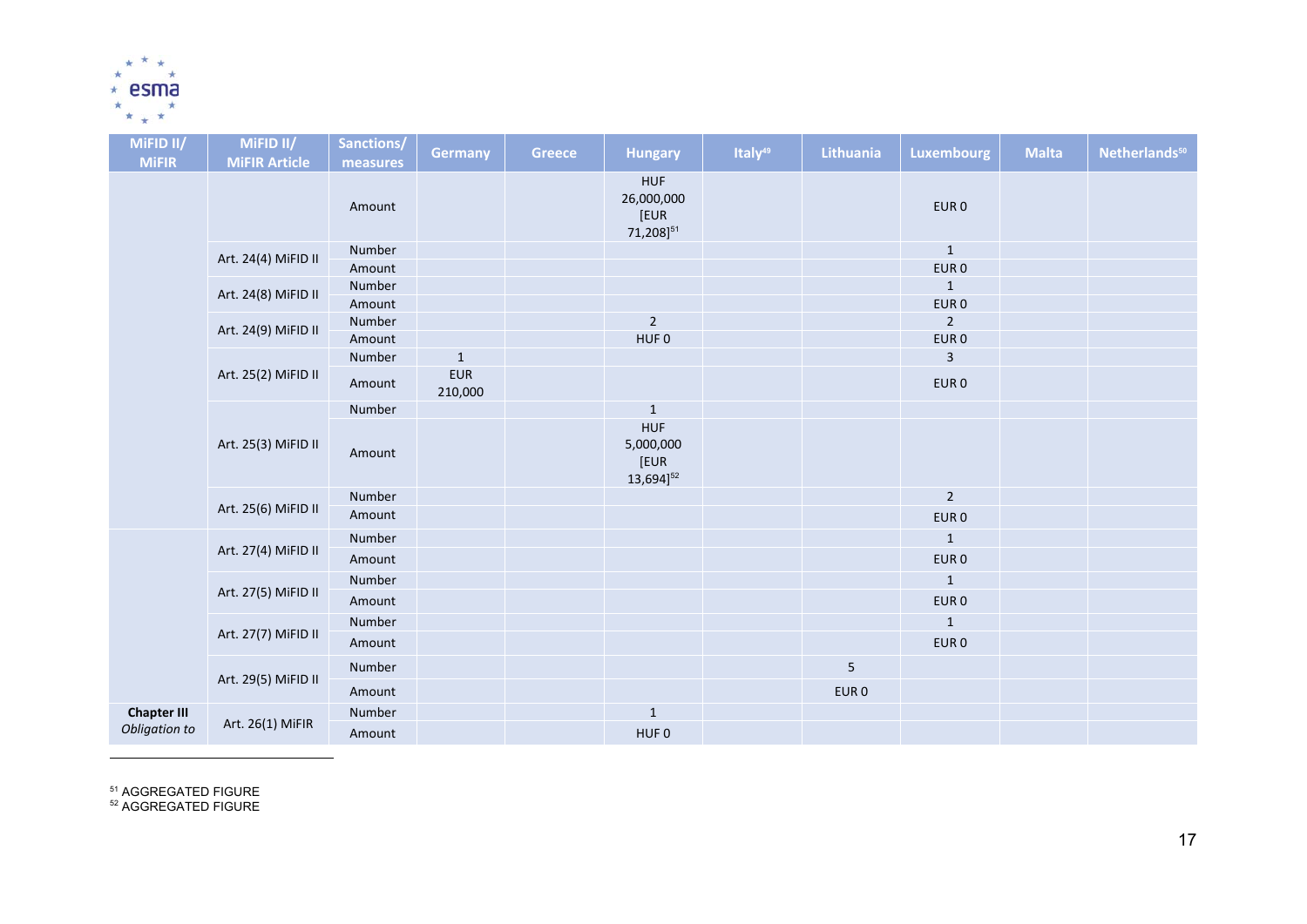| MiFID II/ MiFIR | MiFID II/ MiFIR Article | Sanctions/ measures | Germany | Greece | Hungary | Italy[49] | Lithuania | Luxembourg | Malta | Netherlands[50] |
|---|---|---|---|---|---|---|---|---|---|---|
| | | Amount | | | HUF 26,000,000 [EUR 71,208][51] | | | EUR 0 | | |
| | Art. 24(4) MiFID II | Number | | | | | | 1 | | |
| | | Amount | | | | | | EUR 0 | | |
| | Art. 24(8) MiFID II | Number | | | | | | 1 | | |
| | | Amount | | | | | | EUR 0 | | |
| | Art. 24(9) MiFID II | Number | | | 2 | | | 2 | | |
| | | Amount | | | HUF 0 | | | EUR 0 | | |
| | Art. 25(2) MiFID II | Number | 1 | | | | | 3 | | |
| | | Amount | EUR 210,000 | | | | | EUR 0 | | |
| | Art. 25(3) MiFID II | Number | | | 1 | | | | | |
| | | Amount | | | HUF 5,000,000 [EUR 13,694][52] | | | | | |
| | Art. 25(6) MiFID II | Number | | | | | | 2 | | |
| | | Amount | | | | | | EUR 0 | | |
| | Art. 27(4) MiFID II | Number | | | | | | 1 | | |
| | | Amount | | | | | | EUR 0 | | |
| | Art. 27(5) MiFID II | Number | | | | | | 1 | | |
| | | Amount | | | | | | EUR 0 | | |
| | Art. 27(7) MiFID II | Number | | | | | | 1 | | |
| | | Amount | | | | | | EUR 0 | | |
| | Art. 29(5) MiFID II | Number | | | | | 5 | | | |
| | | Amount | | | | | EUR 0 | | | |
| **Chapter III** *Obligation to* | Art. 26(1) MiFIR | Number | | | 1 | | | | | |
| | | Amount | | | HUF 0 | | | | | |

[51] AGGREGATED FIGURE
[52] AGGREGATED FIGURE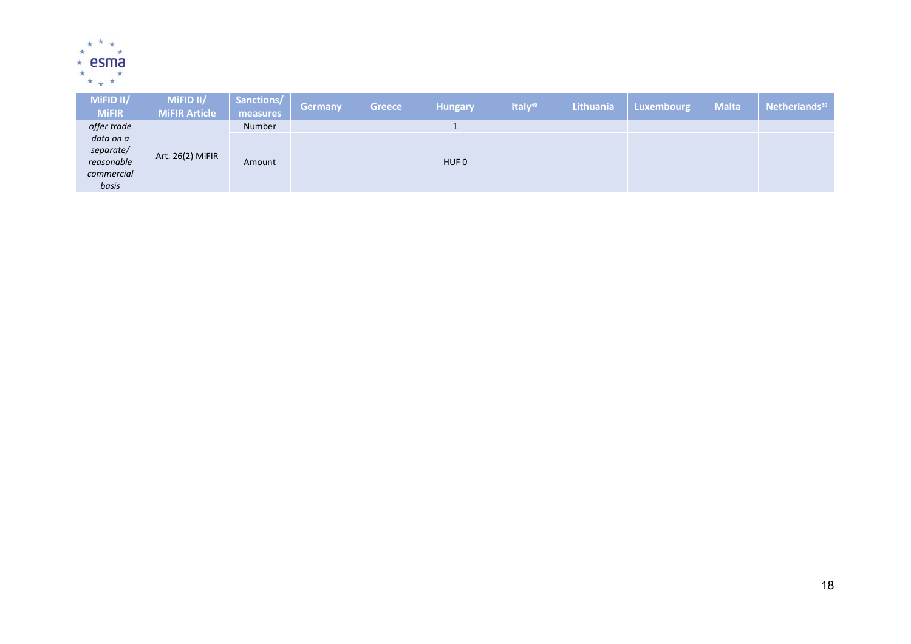| MiFID II/ MiFIR | MiFID II/ MiFIR Article | Sanctions/ measures | Germany | Greece | Hungary | Italy[49] | Lithuania | Luxembourg | Malta | Netherlands[50] |
|---|---|---|---|---|---|---|---|---|---|---|
| *offer trade data on a separate/ reasonable commercial basis* | Art. 26(2) MiFIR | Number | | | 1 | | | | | |
| | | Amount | | | HUF 0 | | | | | |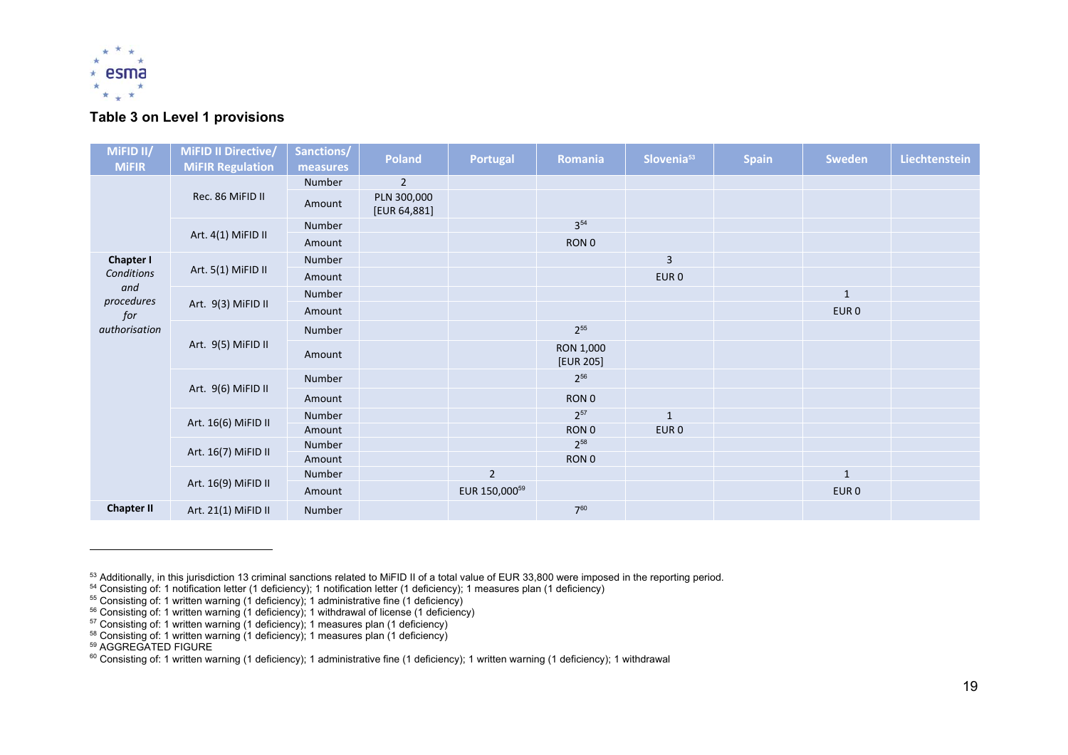### Table 3 on Level 1 provisions

| MiFID II/ MiFIR | MiFID II Directive/ MiFIR Regulation | Sanctions/ measures | Poland | Portugal | Romania | Slovenia[53] | Spain | Sweden | Liechtenstein |
|---|---|---|---|---|---|---|---|---|---|
| **Chapter I** *Conditions and procedures for authorisation* | Rec. 86 MiFID II | Number | 2 | | | | | | |
| | | Amount | PLN 300,000 [EUR 64,881] | | | | | | |
| | Art. 4(1) MiFID II | Number | | | 3[54] | | | | |
| | | Amount | | | RON 0 | | | | |
| | Art. 5(1) MiFID II | Number | | | | 3 | | | |
| | | Amount | | | | EUR 0 | | | |
| | Art. 9(3) MiFID II | Number | | | | | | 1 | |
| | | Amount | | | | | | EUR 0 | |
| | Art. 9(5) MiFID II | Number | | | 2[55] | | | | |
| | | Amount | | | RON 1,000 [EUR 205] | | | | |
| | Art. 9(6) MiFID II | Number | | | 2[56] | | | | |
| | | Amount | | | RON 0 | | | | |
| | Art. 16(6) MiFID II | Number | | | 2[57] | 1 | | | |
| | | Amount | | | RON 0 | EUR 0 | | | |
| | Art. 16(7) MiFID II | Number | | | 2[58] | | | | |
| | | Amount | | | RON 0 | | | | |
| | Art. 16(9) MiFID II | Number | | 2 | | | | 1 | |
| | | Amount | | EUR 150,000[59] | | | | EUR 0 | |
| **Chapter II** | Art. 21(1) MiFID II | Number | | | 7[60] | | | | |

[53] Additionally, in this jurisdiction 13 criminal sanctions related to MiFID II of a total value of EUR 33,800 were imposed in the reporting period.

[54] Consisting of: 1 notification letter (1 deficiency); 1 notification letter (1 deficiency); 1 measures plan (1 deficiency)

[55] Consisting of: 1 written warning (1 deficiency); 1 administrative fine (1 deficiency)

[56] Consisting of: 1 written warning (1 deficiency); 1 withdrawal of license (1 deficiency)

[57] Consisting of: 1 written warning (1 deficiency); 1 measures plan (1 deficiency)

[58] Consisting of: 1 written warning (1 deficiency); 1 measures plan (1 deficiency)

[59] AGGREGATED FIGURE

[60] Consisting of: 1 written warning (1 deficiency); 1 administrative fine (1 deficiency); 1 written warning (1 deficiency); 1 withdrawal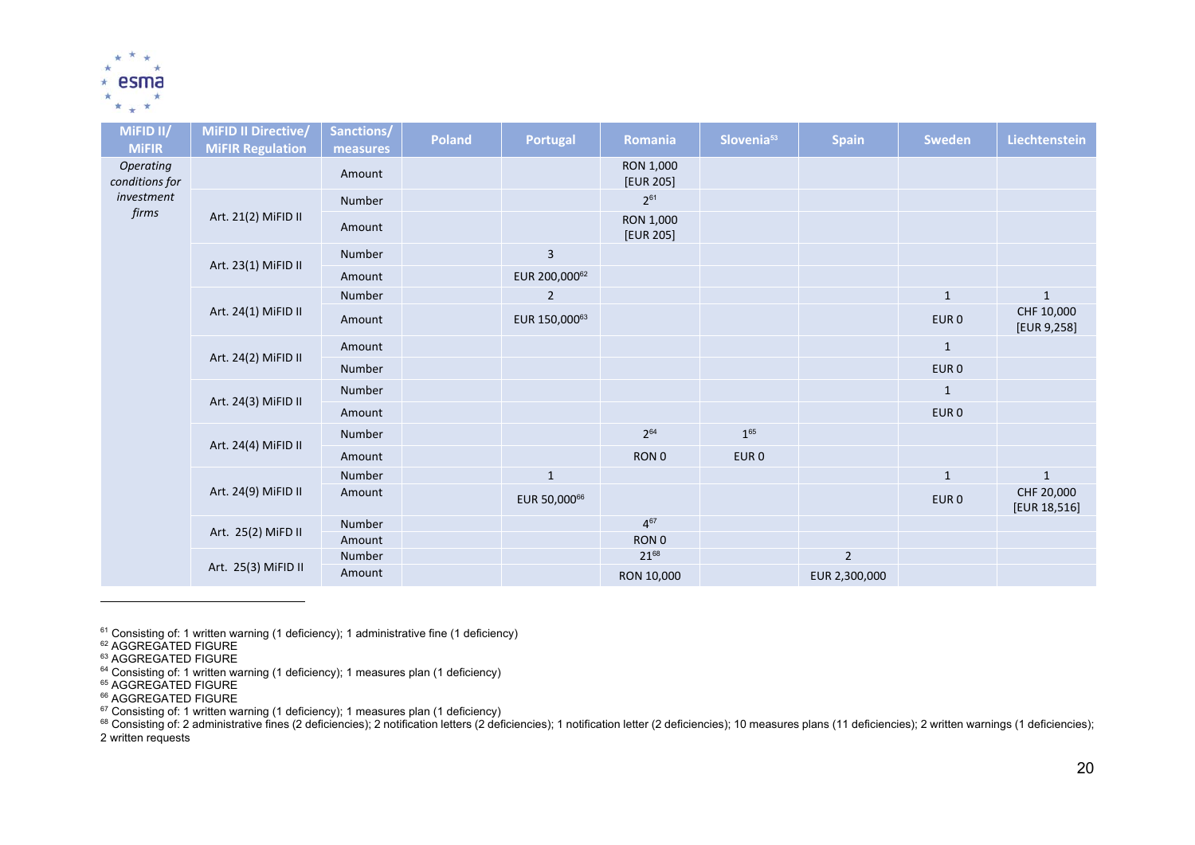| MiFID II/ MiFIR | MiFID II Directive/ MiFIR Regulation | Sanctions/ measures | Poland | Portugal | Romania | Slovenia[53] | Spain | Sweden | Liechtenstein |
|---|---|---|---|---|---|---|---|---|---|
| *Operating conditions for investment firms* | | Amount | | | RON 1,000 [EUR 205] | | | | |
| | Art. 21(2) MiFID II | Number | | | 2[61] | | | | |
| | | Amount | | | RON 1,000 [EUR 205] | | | | |
| | Art. 23(1) MiFID II | Number | | 3 | | | | | |
| | | Amount | | EUR 200,000[62] | | | | | |
| | Art. 24(1) MiFID II | Number | | 2 | | | | 1 | 1 |
| | | Amount | | EUR 150,000[63] | | | | EUR 0 | CHF 10,000 [EUR 9,258] |
| | Art. 24(2) MiFID II | Amount | | | | | | 1 | |
| | | Number | | | | | | EUR 0 | |
| | Art. 24(3) MiFID II | Number | | | | | | 1 | |
| | | Amount | | | | | | EUR 0 | |
| | Art. 24(4) MiFID II | Number | | | 2[64] | 1[65] | | | |
| | | Amount | | | RON 0 | EUR 0 | | | |
| | Art. 24(9) MiFID II | Number | | 1 | | | | 1 | 1 |
| | | Amount | | EUR 50,000[66] | | | | EUR 0 | CHF 20,000 [EUR 18,516] |
| | Art. 25(2) MiFD II | Number | | | 4[67] | | | | |
| | | Amount | | | RON 0 | | | | |
| | Art. 25(3) MiFID II | Number | | | 21[68] | | 2 | | |
| | | Amount | | | RON 10,000 | | EUR 2,300,000 | | |

[61] Consisting of: 1 written warning (1 deficiency); 1 administrative fine (1 deficiency)
[62] AGGREGATED FIGURE
[63] AGGREGATED FIGURE
[64] Consisting of: 1 written warning (1 deficiency); 1 measures plan (1 deficiency)
[65] AGGREGATED FIGURE
[66] AGGREGATED FIGURE
[67] Consisting of: 1 written warning (1 deficiency); 1 measures plan (1 deficiency)
[68] Consisting of: 2 administrative fines (2 deficiencies); 2 notification letters (2 deficiencies); 1 notification letter (2 deficiencies); 10 measures plans (11 deficiencies); 2 written warnings (1 deficiencies); 2 written requests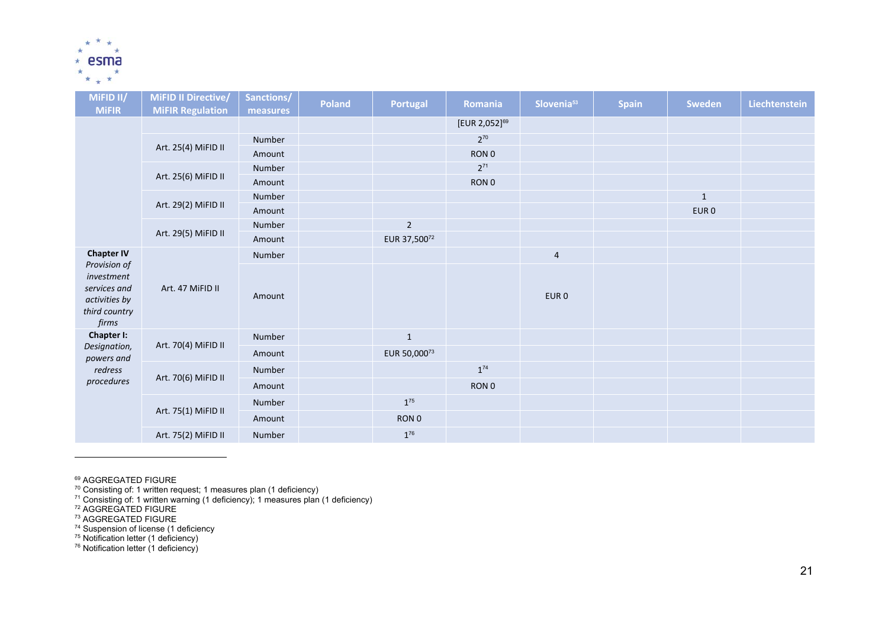| MiFID II/ MiFIR | MiFID II Directive/ MiFIR Regulation | Sanctions/ measures | Poland | Portugal | Romania | Slovenia[53] | Spain | Sweden | Liechtenstein |
|---|---|---|---|---|---|---|---|---|---|
| | | | | | [EUR 2,052][69] | | | | |
| | Art. 25(4) MiFID II | Number | | | 2[70] | | | | |
| | | Amount | | | RON 0 | | | | |
| | Art. 25(6) MiFID II | Number | | | 2[71] | | | | |
| | | Amount | | | RON 0 | | | | |
| | Art. 29(2) MiFID II | Number | | | | | | 1 | |
| | | Amount | | | | | | EUR 0 | |
| | Art. 29(5) MiFID II | Number | | 2 | | | | | |
| | | Amount | | EUR 37,500[72] | | | | | |
| **Chapter IV** *Provision of investment services and activities by third country firms* | Art. 47 MiFID II | Number | | | | 4 | | | |
| | | Amount | | | | EUR 0 | | | |
| **Chapter I:** *Designation, powers and redress procedures* | Art. 70(4) MiFID II | Number | | 1 | | | | | |
| | | Amount | | EUR 50,000[73] | | | | | |
| | Art. 70(6) MiFID II | Number | | | 1[74] | | | | |
| | | Amount | | | RON 0 | | | | |
| | Art. 75(1) MiFID II | Number | | 1[75] | | | | | |
| | | Amount | | RON 0 | | | | | |
| | Art. 75(2) MiFID II | Number | | 1[76] | | | | | |

[69] AGGREGATED FIGURE
[70] Consisting of: 1 written request; 1 measures plan (1 deficiency)
[71] Consisting of: 1 written warning (1 deficiency); 1 measures plan (1 deficiency)
[72] AGGREGATED FIGURE
[73] AGGREGATED FIGURE
[74] Suspension of license (1 deficiency
[75] Notification letter (1 deficiency)
[76] Notification letter (1 deficiency)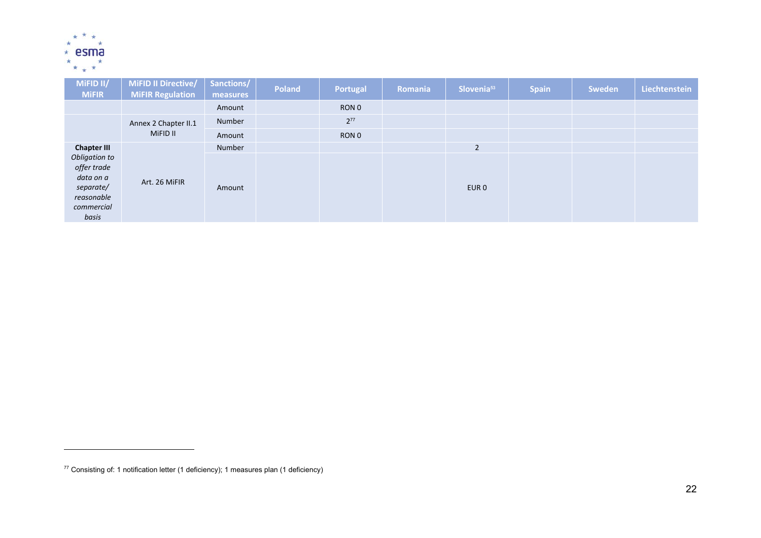| MiFID II/ MiFIR | MiFID II Directive/ MiFIR Regulation | Sanctions/ measures | Poland | Portugal | Romania | Slovenia[53] | Spain | Sweden | Liechtenstein |
|---|---|---|---|---|---|---|---|---|---|
| | | Amount | | RON 0 | | | | | |
| | Annex 2 Chapter II.1 MiFID II | Number | | 2[77] | | | | | |
| | | Amount | | RON 0 | | | | | |
| **Chapter III** *Obligation to offer trade data on a separate/ reasonable commercial basis* | Art. 26 MiFIR | Number | | | | 2 | | | |
| | | Amount | | | | EUR 0 | | | |

[77] Consisting of: 1 notification letter (1 deficiency); 1 measures plan (1 deficiency)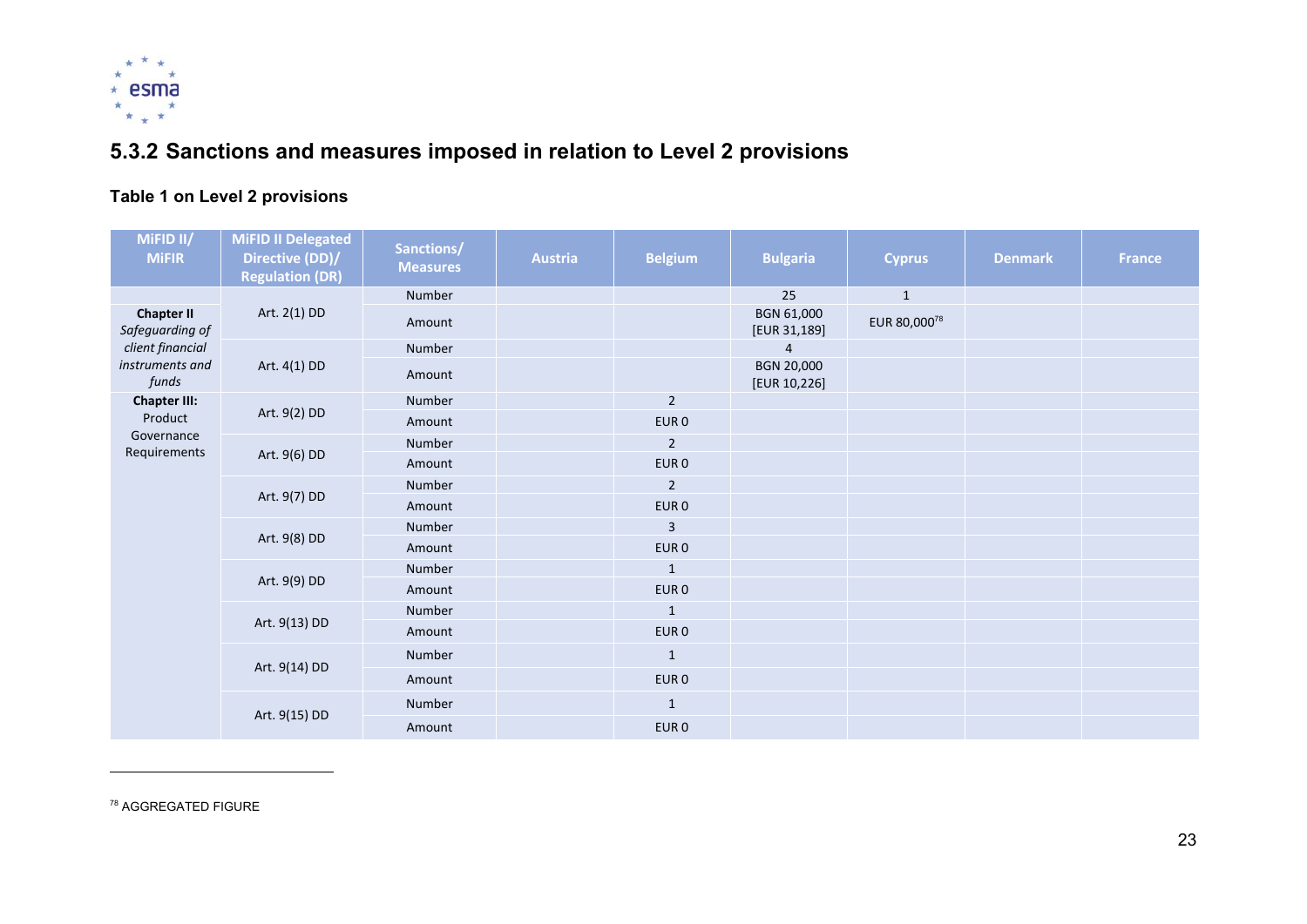## 5.3.2 Sanctions and measures imposed in relation to Level 2 provisions

**Table 1 on Level 2 provisions**

| MiFID II/ MiFIR | MiFID II Delegated Directive (DD)/ Regulation (DR) | Sanctions/ Measures | Austria | Belgium | Bulgaria | Cyprus | Denmark | France |
|---|---|---|---|---|---|---|---|---|
| **Chapter II** *Safeguarding of client financial instruments and funds* | Art. 2(1) DD | Number | | | 25 | 1 | | |
| | | Amount | | | BGN 61,000 [EUR 31,189] | EUR 80,000[78] | | |
| | Art. 4(1) DD | Number | | | 4 | | | |
| | | Amount | | | BGN 20,000 [EUR 10,226] | | | |
| **Chapter III:** Product Governance Requirements | Art. 9(2) DD | Number | | 2 | | | | |
| | | Amount | | EUR 0 | | | | |
| | Art. 9(6) DD | Number | | 2 | | | | |
| | | Amount | | EUR 0 | | | | |
| | Art. 9(7) DD | Number | | 2 | | | | |
| | | Amount | | EUR 0 | | | | |
| | Art. 9(8) DD | Number | | 3 | | | | |
| | | Amount | | EUR 0 | | | | |
| | Art. 9(9) DD | Number | | 1 | | | | |
| | | Amount | | EUR 0 | | | | |
| | Art. 9(13) DD | Number | | 1 | | | | |
| | | Amount | | EUR 0 | | | | |
| | Art. 9(14) DD | Number | | 1 | | | | |
| | | Amount | | EUR 0 | | | | |
| | Art. 9(15) DD | Number | | 1 | | | | |
| | | Amount | | EUR 0 | | | | |

[78] AGGREGATED FIGURE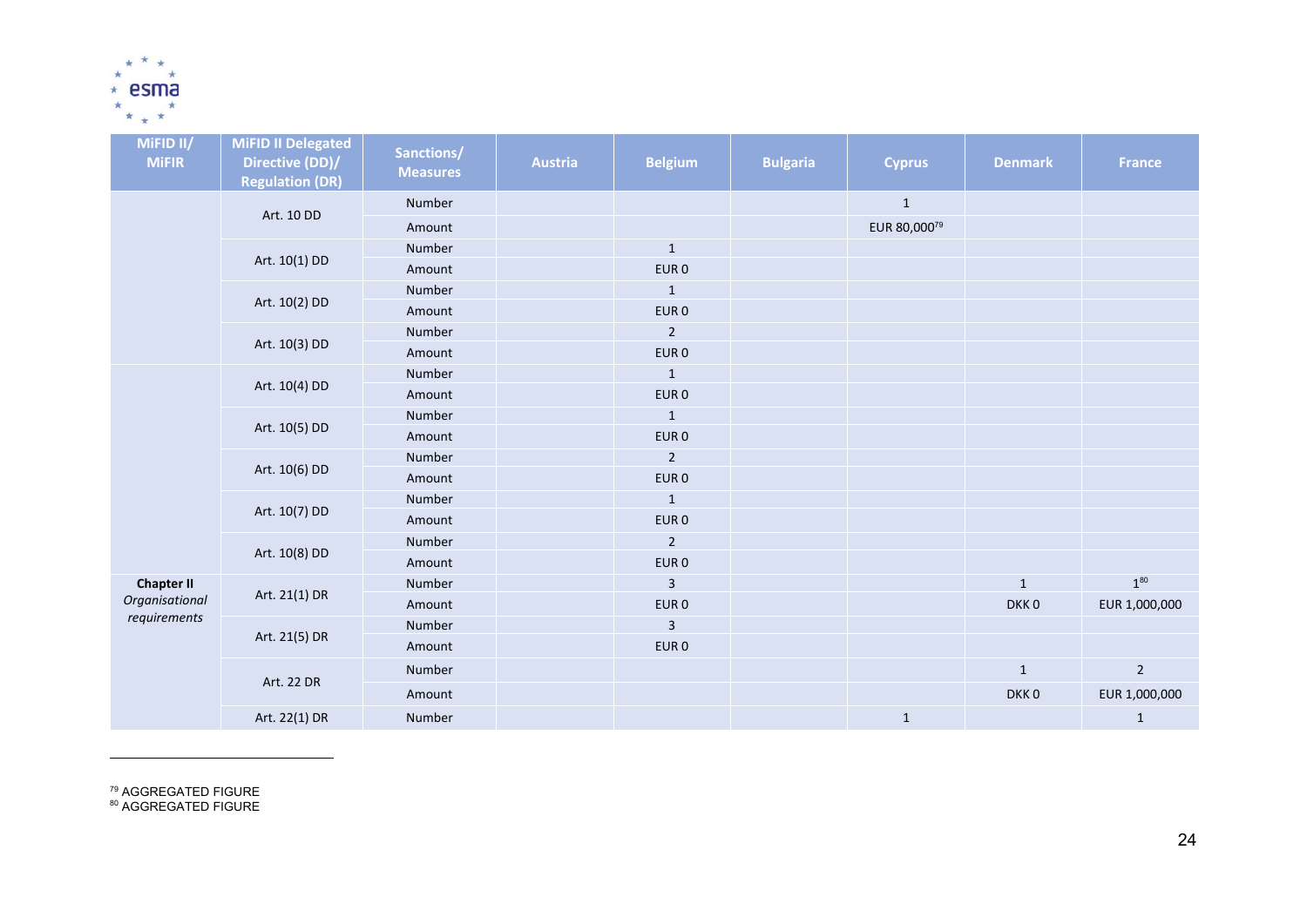| MiFID II/ MiFIR | MiFID II Delegated Directive (DD)/ Regulation (DR) | Sanctions/ Measures | Austria | Belgium | Bulgaria | Cyprus | Denmark | France |
|---|---|---|---|---|---|---|---|---|
| | Art. 10 DD | Number | | | | 1 | | |
| | | Amount | | | | EUR 80,000[79] | | |
| | Art. 10(1) DD | Number | | 1 | | | | |
| | | Amount | | EUR 0 | | | | |
| | Art. 10(2) DD | Number | | 1 | | | | |
| | | Amount | | EUR 0 | | | | |
| | Art. 10(3) DD | Number | | 2 | | | | |
| | | Amount | | EUR 0 | | | | |
| | Art. 10(4) DD | Number | | 1 | | | | |
| | | Amount | | EUR 0 | | | | |
| | Art. 10(5) DD | Number | | 1 | | | | |
| | | Amount | | EUR 0 | | | | |
| | Art. 10(6) DD | Number | | 2 | | | | |
| | | Amount | | EUR 0 | | | | |
| | Art. 10(7) DD | Number | | 1 | | | | |
| | | Amount | | EUR 0 | | | | |
| | Art. 10(8) DD | Number | | 2 | | | | |
| | | Amount | | EUR 0 | | | | |
| **Chapter II** *Organisational requirements* | Art. 21(1) DR | Number | | 3 | | | 1 | 1[80] |
| | | Amount | | EUR 0 | | | DKK 0 | EUR 1,000,000 |
| | Art. 21(5) DR | Number | | 3 | | | | |
| | | Amount | | EUR 0 | | | | |
| | Art. 22 DR | Number | | | | | 1 | 2 |
| | | Amount | | | | | DKK 0 | EUR 1,000,000 |
| | Art. 22(1) DR | Number | | | | 1 | | 1 |

[79] AGGREGATED FIGURE
[80] AGGREGATED FIGURE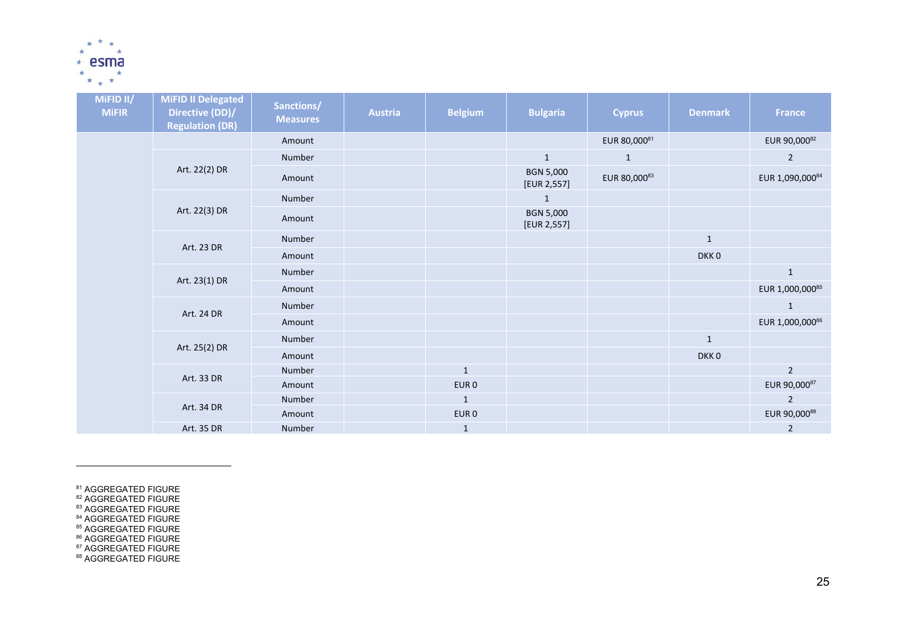| MiFID II/ MiFIR | MiFID II Delegated Directive (DD)/ Regulation (DR) | Sanctions/ Measures | Austria | Belgium | Bulgaria | Cyprus | Denmark | France |
|---|---|---|---|---|---|---|---|---|
| | | Amount | | | | EUR 80,000[81] | | EUR 90,000[82] |
| | Art. 22(2) DR | Number | | | 1 | 1 | | 2 |
| | | Amount | | | BGN 5,000 [EUR 2,557] | EUR 80,000[83] | | EUR 1,090,000[84] |
| | Art. 22(3) DR | Number | | | 1 | | | |
| | | Amount | | | BGN 5,000 [EUR 2,557] | | | |
| | Art. 23 DR | Number | | | | | 1 | |
| | | Amount | | | | | DKK 0 | |
| | Art. 23(1) DR | Number | | | | | | 1 |
| | | Amount | | | | | | EUR 1,000,000[85] |
| | Art. 24 DR | Number | | | | | | 1 |
| | | Amount | | | | | | EUR 1,000,000[86] |
| | Art. 25(2) DR | Number | | | | | 1 | |
| | | Amount | | | | | DKK 0 | |
| | Art. 33 DR | Number | | 1 | | | | 2 |
| | | Amount | | EUR 0 | | | | EUR 90,000[87] |
| | Art. 34 DR | Number | | 1 | | | | 2 |
| | | Amount | | EUR 0 | | | | EUR 90,000[88] |
| | Art. 35 DR | Number | | 1 | | | | 2 |

[81] AGGREGATED FIGURE
[82] AGGREGATED FIGURE
[83] AGGREGATED FIGURE
[84] AGGREGATED FIGURE
[85] AGGREGATED FIGURE
[86] AGGREGATED FIGURE
[87] AGGREGATED FIGURE
[88] AGGREGATED FIGURE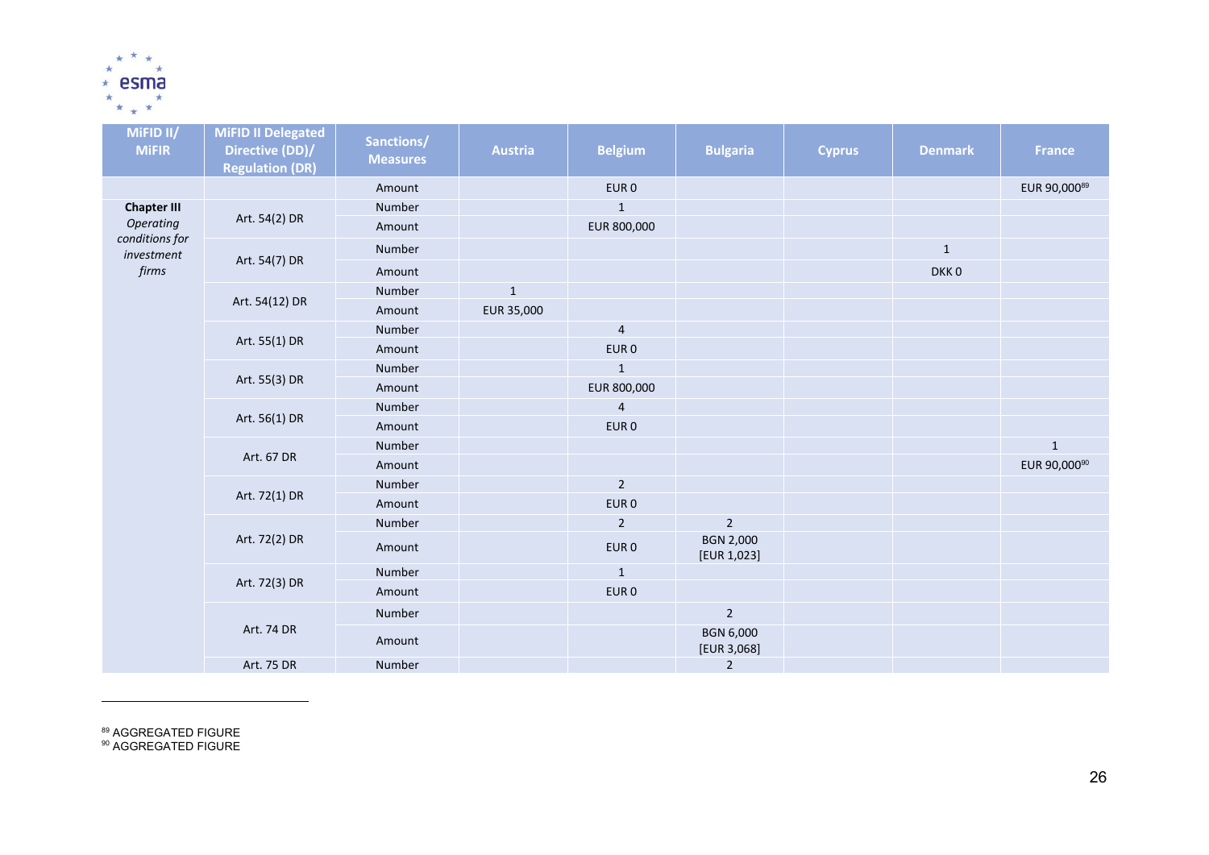| MiFID II/ MiFIR | MiFID II Delegated Directive (DD)/ Regulation (DR) | Sanctions/ Measures | Austria | Belgium | Bulgaria | Cyprus | Denmark | France |
|---|---|---|---|---|---|---|---|---|
| | | Amount | | EUR 0 | | | | EUR 90,000[89] |
| **Chapter III** *Operating conditions for investment firms* | Art. 54(2) DR | Number | | 1 | | | | |
| | | Amount | | EUR 800,000 | | | | |
| | Art. 54(7) DR | Number | | | | | 1 | |
| | | Amount | | | | | DKK 0 | |
| | Art. 54(12) DR | Number | 1 | | | | | |
| | | Amount | EUR 35,000 | | | | | |
| | Art. 55(1) DR | Number | | 4 | | | | |
| | | Amount | | EUR 0 | | | | |
| | Art. 55(3) DR | Number | | 1 | | | | |
| | | Amount | | EUR 800,000 | | | | |
| | Art. 56(1) DR | Number | | 4 | | | | |
| | | Amount | | EUR 0 | | | | |
| | Art. 67 DR | Number | | | | | | 1 |
| | | Amount | | | | | | EUR 90,000[90] |
| | Art. 72(1) DR | Number | | 2 | | | | |
| | | Amount | | EUR 0 | | | | |
| | Art. 72(2) DR | Number | | 2 | 2 | | | |
| | | Amount | | EUR 0 | BGN 2,000 [EUR 1,023] | | | |
| | Art. 72(3) DR | Number | | 1 | | | | |
| | | Amount | | EUR 0 | | | | |
| | Art. 74 DR | Number | | | 2 | | | |
| | | Amount | | | BGN 6,000 [EUR 3,068] | | | |
| | Art. 75 DR | Number | | | 2 | | | |

[89] AGGREGATED FIGURE
[90] AGGREGATED FIGURE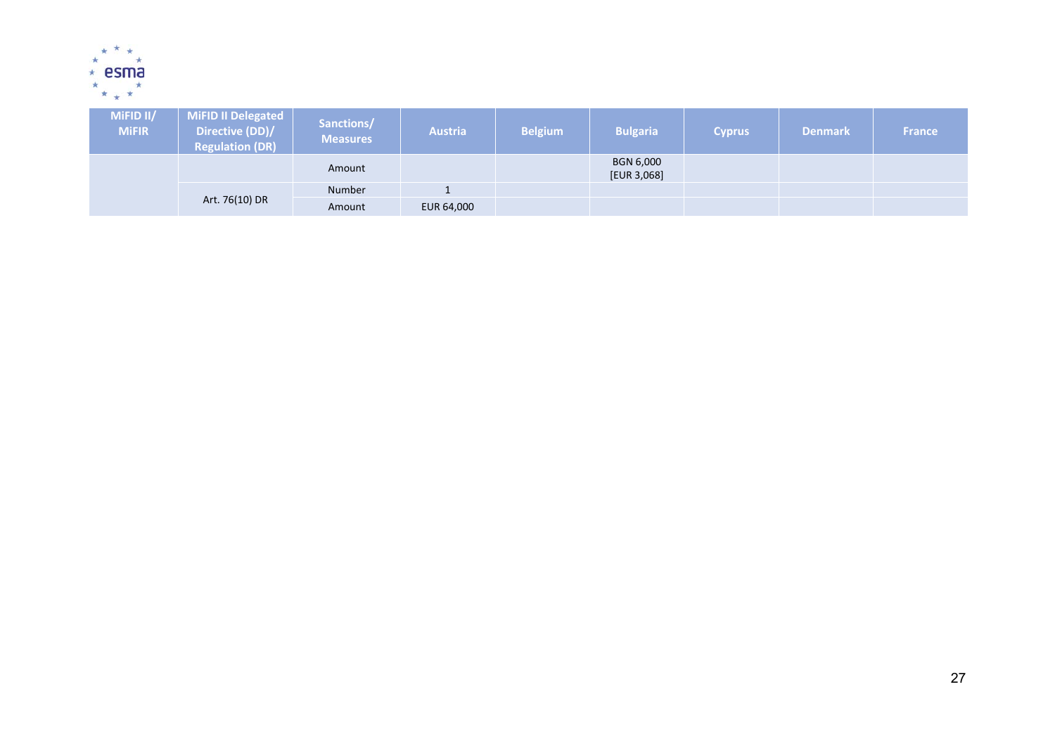| MiFID II/ MiFIR | MiFID II Delegated Directive (DD)/ Regulation (DR) | Sanctions/ Measures | Austria | Belgium | Bulgaria | Cyprus | Denmark | France |
|---|---|---|---|---|---|---|---|---|
| | | Amount | | | BGN 6,000 [EUR 3,068] | | | |
| | Art. 76(10) DR | Number | 1 | | | | | |
| | | Amount | EUR 64,000 | | | | | |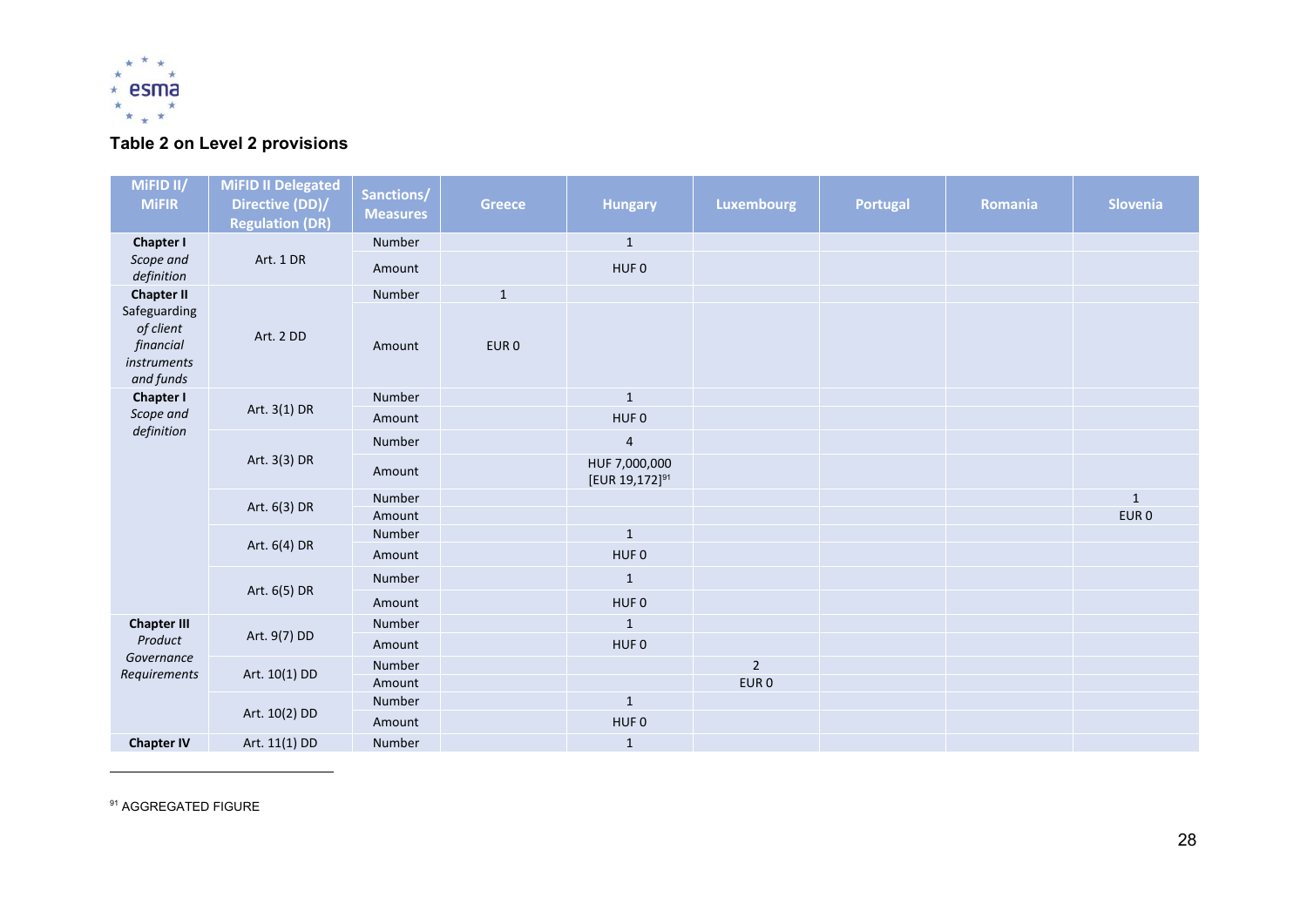### Table 2 on Level 2 provisions

| MiFID II/ MiFIR | MiFID II Delegated Directive (DD)/ Regulation (DR) | Sanctions/ Measures | Greece | Hungary | Luxembourg | Portugal | Romania | Slovenia |
|---|---|---|---|---|---|---|---|---|
| **Chapter I** *Scope and definition* | Art. 1 DR | Number | | 1 | | | | |
| | | Amount | | HUF 0 | | | | |
| **Chapter II** Safeguarding *of client financial instruments and funds* | Art. 2 DD | Number | 1 | | | | | |
| | | Amount | EUR 0 | | | | | |
| **Chapter I** *Scope and definition* | Art. 3(1) DR | Number | | 1 | | | | |
| | | Amount | | HUF 0 | | | | |
| | Art. 3(3) DR | Number | | 4 | | | | |
| | | Amount | | HUF 7,000,000 [EUR 19,172][91] | | | | |
| | Art. 6(3) DR | Number | | | | | | 1 |
| | | Amount | | | | | | EUR 0 |
| | Art. 6(4) DR | Number | | 1 | | | | |
| | | Amount | | HUF 0 | | | | |
| | Art. 6(5) DR | Number | | 1 | | | | |
| | | Amount | | HUF 0 | | | | |
| **Chapter III** *Product Governance Requirements* | Art. 9(7) DD | Number | | 1 | | | | |
| | | Amount | | HUF 0 | | | | |
| | Art. 10(1) DD | Number | | | 2 | | | |
| | | Amount | | | EUR 0 | | | |
| | Art. 10(2) DD | Number | | 1 | | | | |
| | | Amount | | HUF 0 | | | | |
| **Chapter IV** | Art. 11(1) DD | Number | | 1 | | | | |

[91] AGGREGATED FIGURE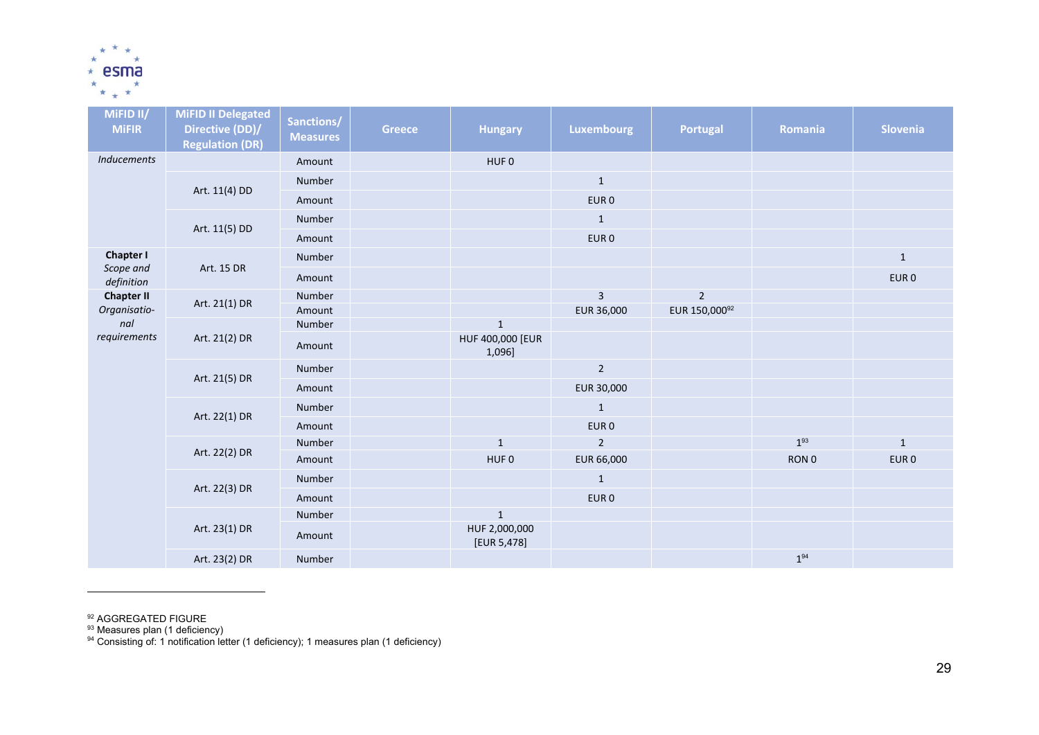| MiFID II/ MiFIR | MiFID II Delegated Directive (DD)/ Regulation (DR) | Sanctions/ Measures | Greece | Hungary | Luxembourg | Portugal | Romania | Slovenia |
|---|---|---|---|---|---|---|---|---|
| *Inducements* | | Amount | | HUF 0 | | | | |
| | Art. 11(4) DD | Number | | | 1 | | | |
| | | Amount | | | EUR 0 | | | |
| | Art. 11(5) DD | Number | | | 1 | | | |
| | | Amount | | | EUR 0 | | | |
| **Chapter I** *Scope and definition* | Art. 15 DR | Number | | | | | | 1 |
| | | Amount | | | | | | EUR 0 |
| **Chapter II** *Organisatio-nal requirements* | Art. 21(1) DR | Number | | | 3 | 2 | | |
| | | Amount | | | EUR 36,000 | EUR 150,000[92] | | |
| | Art. 21(2) DR | Number | | 1 | | | | |
| | | Amount | | HUF 400,000 [EUR 1,096] | | | | |
| | Art. 21(5) DR | Number | | | 2 | | | |
| | | Amount | | | EUR 30,000 | | | |
| | Art. 22(1) DR | Number | | | 1 | | | |
| | | Amount | | | EUR 0 | | | |
| | Art. 22(2) DR | Number | | 1 | 2 | | 1[93] | 1 |
| | | Amount | | HUF 0 | EUR 66,000 | | RON 0 | EUR 0 |
| | Art. 22(3) DR | Number | | | 1 | | | |
| | | Amount | | | EUR 0 | | | |
| | Art. 23(1) DR | Number | | 1 | | | | |
| | | Amount | | HUF 2,000,000 [EUR 5,478] | | | | |
| | Art. 23(2) DR | Number | | | | | 1[94] | |

[92] AGGREGATED FIGURE
[93] Measures plan (1 deficiency)
[94] Consisting of: 1 notification letter (1 deficiency); 1 measures plan (1 deficiency)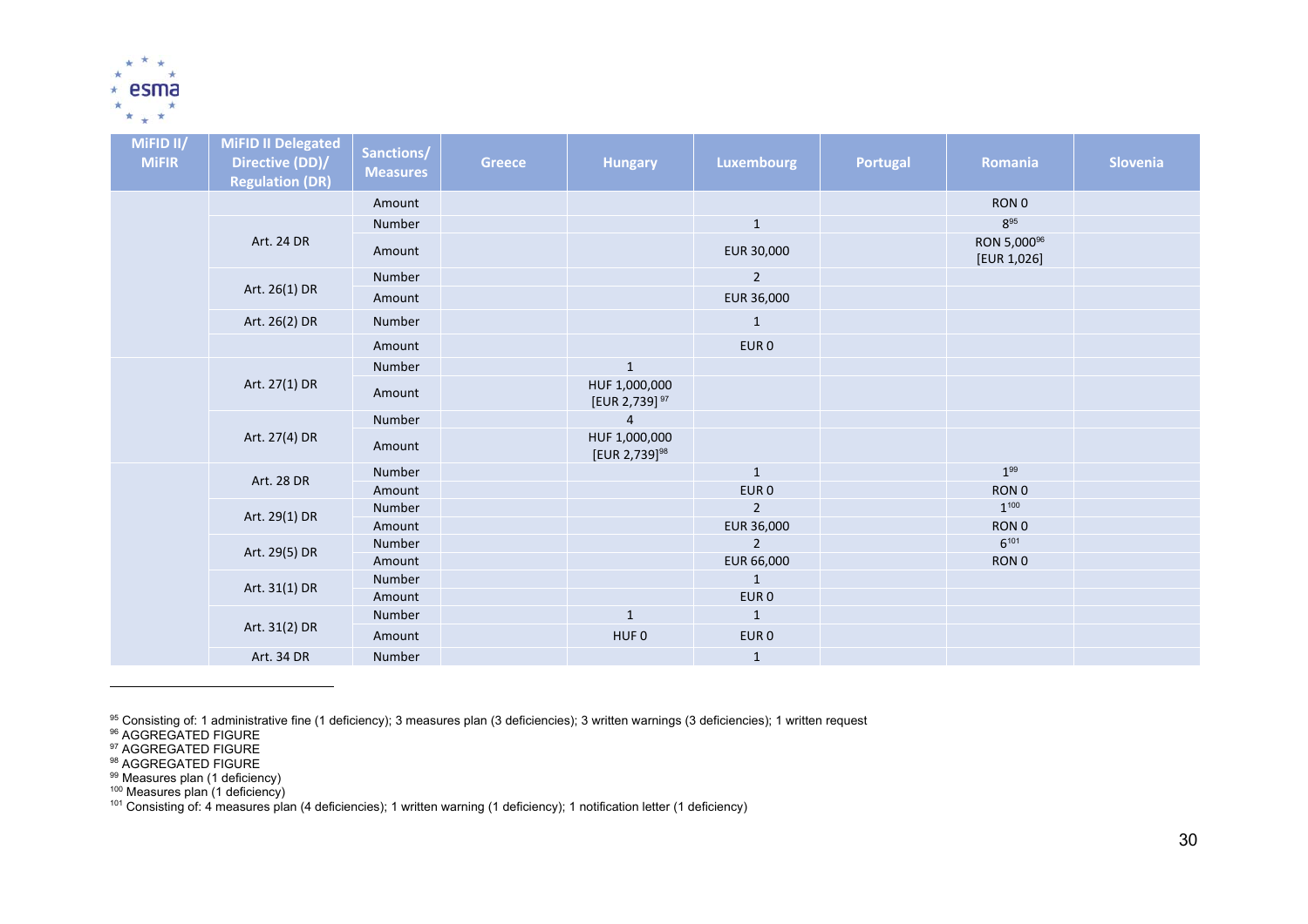| MiFID II/ MiFIR | MiFID II Delegated Directive (DD)/ Regulation (DR) | Sanctions/ Measures | Greece | Hungary | Luxembourg | Portugal | Romania | Slovenia |
|---|---|---|---|---|---|---|---|---|
| | | Amount | | | | | RON 0 | |
| | Art. 24 DR | Number | | | 1 | | 8[95] | |
| | | Amount | | | EUR 30,000 | | RON 5,000[96] [EUR 1,026] | |
| | Art. 26(1) DR | Number | | | 2 | | | |
| | | Amount | | | EUR 36,000 | | | |
| | Art. 26(2) DR | Number | | | 1 | | | |
| | | Amount | | | EUR 0 | | | |
| | Art. 27(1) DR | Number | | 1 | | | | |
| | | Amount | | HUF 1,000,000 [EUR 2,739] [97] | | | | |
| | Art. 27(4) DR | Number | | 4 | | | | |
| | | Amount | | HUF 1,000,000 [EUR 2,739][98] | | | | |
| | Art. 28 DR | Number | | | 1 | | 1[99] | |
| | | Amount | | | EUR 0 | | RON 0 | |
| | Art. 29(1) DR | Number | | | 2 | | 1[100] | |
| | | Amount | | | EUR 36,000 | | RON 0 | |
| | Art. 29(5) DR | Number | | | 2 | | 6[101] | |
| | | Amount | | | EUR 66,000 | | RON 0 | |
| | Art. 31(1) DR | Number | | | 1 | | | |
| | | Amount | | | EUR 0 | | | |
| | Art. 31(2) DR | Number | | 1 | 1 | | | |
| | | Amount | | HUF 0 | EUR 0 | | | |
| | Art. 34 DR | Number | | | 1 | | | |

[95] Consisting of: 1 administrative fine (1 deficiency); 3 measures plan (3 deficiencies); 3 written warnings (3 deficiencies); 1 written request

[96] AGGREGATED FIGURE

[97] AGGREGATED FIGURE

[98] AGGREGATED FIGURE

[99] Measures plan (1 deficiency)

[100] Measures plan (1 deficiency)

[101] Consisting of: 4 measures plan (4 deficiencies); 1 written warning (1 deficiency); 1 notification letter (1 deficiency)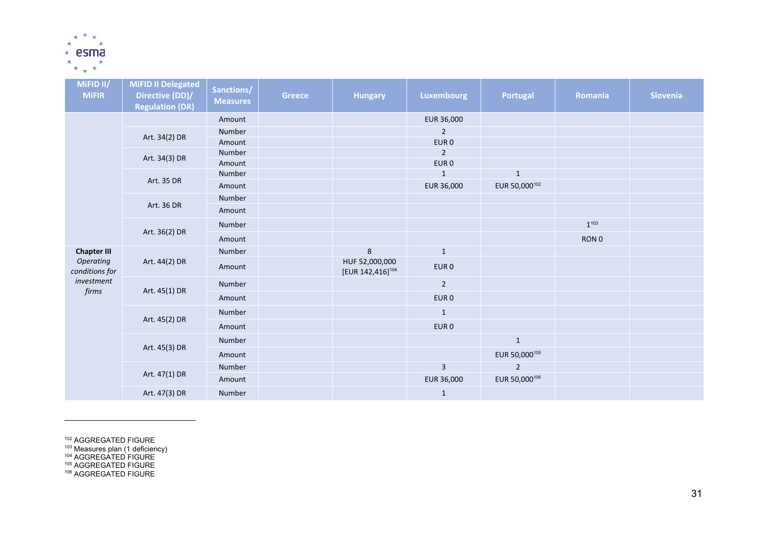| MiFID II/ MiFIR | MiFID II Delegated Directive (DD)/ Regulation (DR) | Sanctions/ Measures | Greece | Hungary | Luxembourg | Portugal | Romania | Slovenia |
|---|---|---|---|---|---|---|---|---|
| | | Amount | | | EUR 36,000 | | | |
| | Art. 34(2) DR | Number | | | 2 | | | |
| | | Amount | | | EUR 0 | | | |
| | Art. 34(3) DR | Number | | | 2 | | | |
| | | Amount | | | EUR 0 | | | |
| | Art. 35 DR | Number | | | 1 | 1 | | |
| | | Amount | | | EUR 36,000 | EUR 50,000[102] | | |
| | Art. 36 DR | Number | | | | | | |
| | | Amount | | | | | | |
| | Art. 36(2) DR | Number | | | | | 1[103] | |
| | | Amount | | | | | RON 0 | |
| **Chapter III** *Operating conditions for investment firms* | Art. 44(2) DR | Number | | 8 | 1 | | | |
| | | Amount | | HUF 52,000,000 [EUR 142,416][104] | EUR 0 | | | |
| | Art. 45(1) DR | Number | | | 2 | | | |
| | | Amount | | | EUR 0 | | | |
| | Art. 45(2) DR | Number | | | 1 | | | |
| | | Amount | | | EUR 0 | | | |
| | Art. 45(3) DR | Number | | | | 1 | | |
| | | Amount | | | | EUR 50,000[105] | | |
| | Art. 47(1) DR | Number | | | 3 | 2 | | |
| | | Amount | | | EUR 36,000 | EUR 50,000[106] | | |
| | Art. 47(3) DR | Number | | | 1 | | | |

[102] AGGREGATED FIGURE
[103] Measures plan (1 deficiency)
[104] AGGREGATED FIGURE
[105] AGGREGATED FIGURE
[106] AGGREGATED FIGURE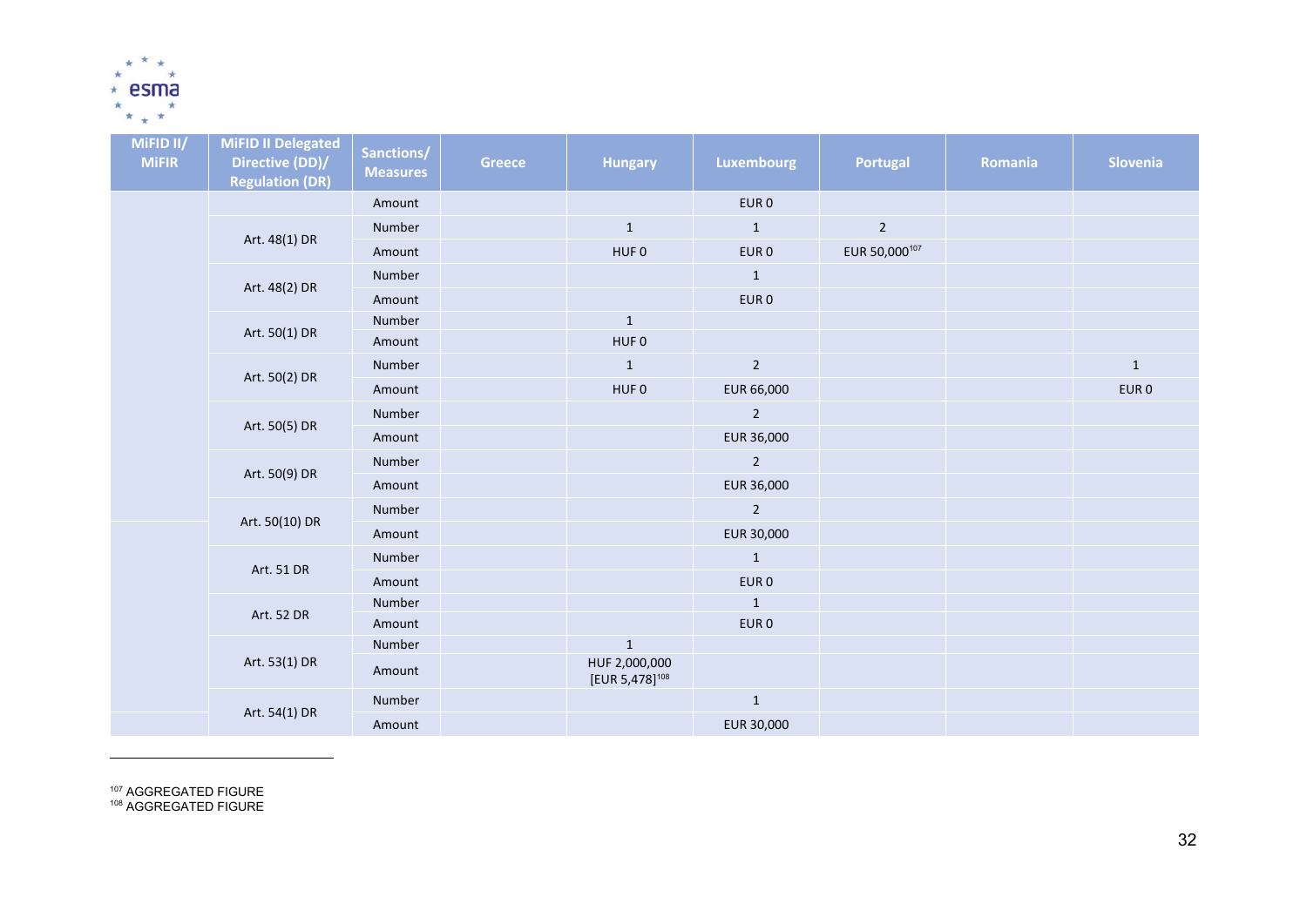| MiFID II/ MiFIR | MiFID II Delegated Directive (DD)/ Regulation (DR) | Sanctions/ Measures | Greece | Hungary | Luxembourg | Portugal | Romania | Slovenia |
|---|---|---|---|---|---|---|---|---|
| | | Amount | | | EUR 0 | | | |
| | Art. 48(1) DR | Number | | 1 | 1 | 2 | | |
| | | Amount | | HUF 0 | EUR 0 | EUR 50,000[107] | | |
| | Art. 48(2) DR | Number | | | 1 | | | |
| | | Amount | | | EUR 0 | | | |
| | Art. 50(1) DR | Number | | 1 | | | | |
| | | Amount | | HUF 0 | | | | |
| | Art. 50(2) DR | Number | | 1 | 2 | | | 1 |
| | | Amount | | HUF 0 | EUR 66,000 | | | EUR 0 |
| | Art. 50(5) DR | Number | | | 2 | | | |
| | | Amount | | | EUR 36,000 | | | |
| | Art. 50(9) DR | Number | | | 2 | | | |
| | | Amount | | | EUR 36,000 | | | |
| | Art. 50(10) DR | Number | | | 2 | | | |
| | | Amount | | | EUR 30,000 | | | |
| | Art. 51 DR | Number | | | 1 | | | |
| | | Amount | | | EUR 0 | | | |
| | Art. 52 DR | Number | | | 1 | | | |
| | | Amount | | | EUR 0 | | | |
| | Art. 53(1) DR | Number | | 1 | | | | |
| | | Amount | | HUF 2,000,000 [EUR 5,478][108] | | | | |
| | Art. 54(1) DR | Number | | | 1 | | | |
| | | Amount | | | EUR 30,000 | | | |

[107] AGGREGATED FIGURE
[108] AGGREGATED FIGURE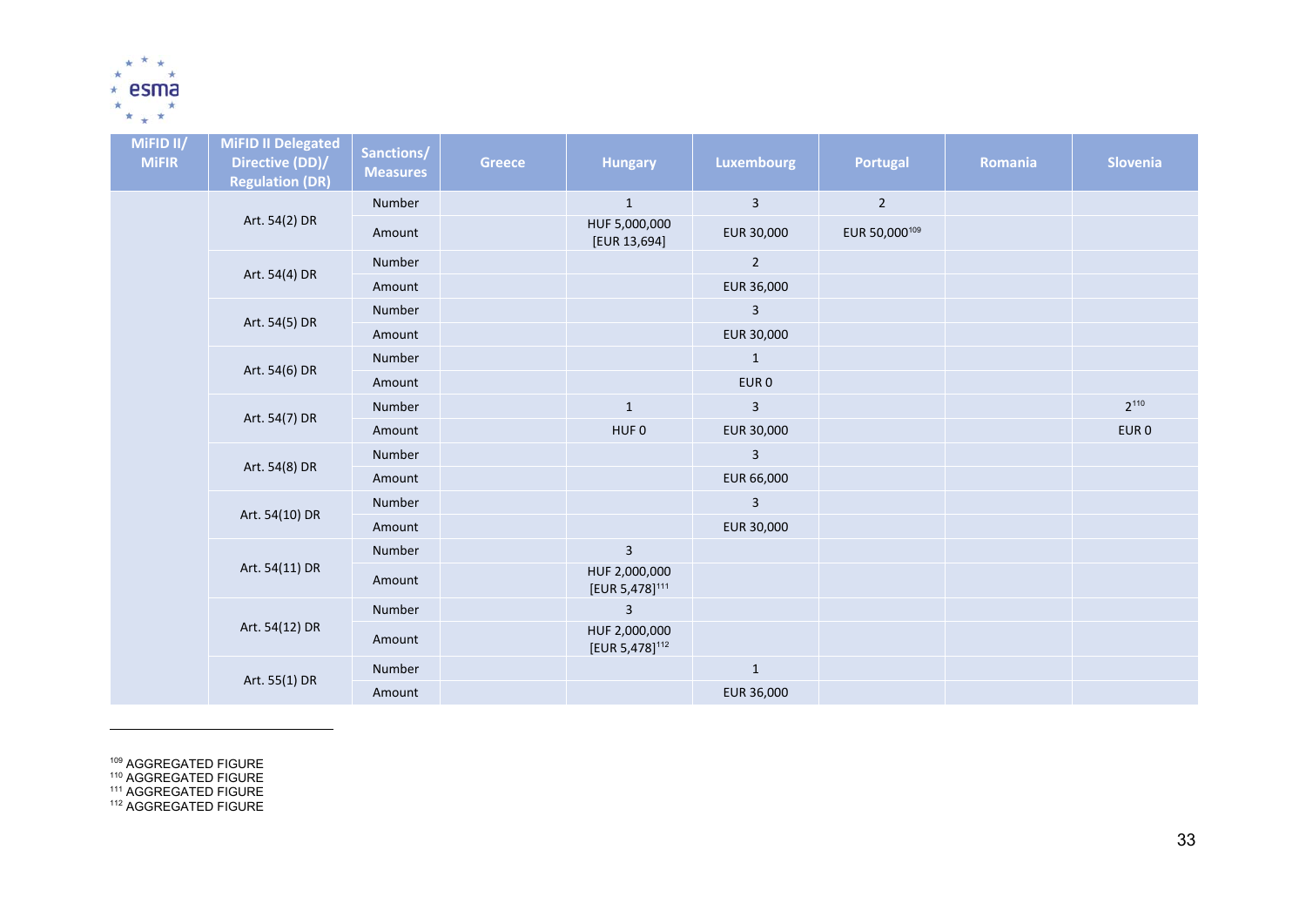| MiFID II/ MiFIR | MiFID II Delegated Directive (DD)/ Regulation (DR) | Sanctions/ Measures | Greece | Hungary | Luxembourg | Portugal | Romania | Slovenia |
|---|---|---|---|---|---|---|---|---|
| | Art. 54(2) DR | Number | | 1 | 3 | 2 | | |
| | | Amount | | HUF 5,000,000 [EUR 13,694] | EUR 30,000 | EUR 50,000[109] | | |
| | Art. 54(4) DR | Number | | | 2 | | | |
| | | Amount | | | EUR 36,000 | | | |
| | Art. 54(5) DR | Number | | | 3 | | | |
| | | Amount | | | EUR 30,000 | | | |
| | Art. 54(6) DR | Number | | | 1 | | | |
| | | Amount | | | EUR 0 | | | |
| | Art. 54(7) DR | Number | | 1 | 3 | | | 2[110] |
| | | Amount | | HUF 0 | EUR 30,000 | | | EUR 0 |
| | Art. 54(8) DR | Number | | | 3 | | | |
| | | Amount | | | EUR 66,000 | | | |
| | Art. 54(10) DR | Number | | | 3 | | | |
| | | Amount | | | EUR 30,000 | | | |
| | Art. 54(11) DR | Number | | 3 | | | | |
| | | Amount | | HUF 2,000,000 [EUR 5,478][111] | | | | |
| | Art. 54(12) DR | Number | | 3 | | | | |
| | | Amount | | HUF 2,000,000 [EUR 5,478][112] | | | | |
| | Art. 55(1) DR | Number | | | 1 | | | |
| | | Amount | | | EUR 36,000 | | | |

[109] AGGREGATED FIGURE
[110] AGGREGATED FIGURE
[111] AGGREGATED FIGURE
[112] AGGREGATED FIGURE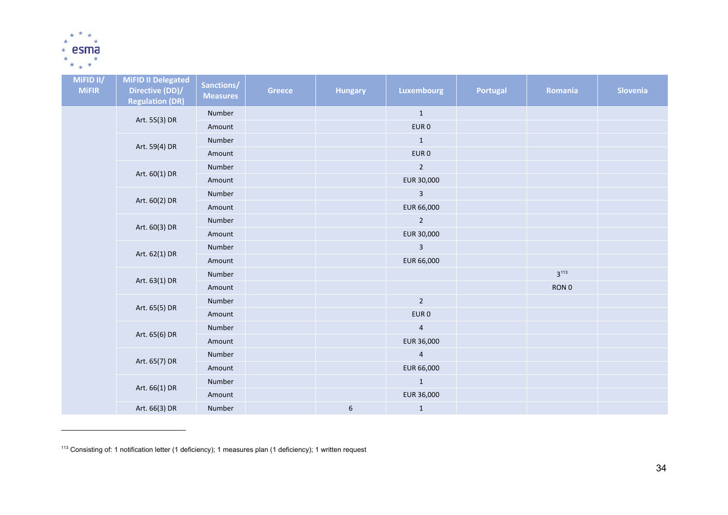| MiFID II/ MiFIR | MiFID II Delegated Directive (DD)/ Regulation (DR) | Sanctions/ Measures | Greece | Hungary | Luxembourg | Portugal | Romania | Slovenia |
|---|---|---|---|---|---|---|---|---|
| | Art. 55(3) DR | Number | | | 1 | | | |
| | | Amount | | | EUR 0 | | | |
| | Art. 59(4) DR | Number | | | 1 | | | |
| | | Amount | | | EUR 0 | | | |
| | Art. 60(1) DR | Number | | | 2 | | | |
| | | Amount | | | EUR 30,000 | | | |
| | Art. 60(2) DR | Number | | | 3 | | | |
| | | Amount | | | EUR 66,000 | | | |
| | Art. 60(3) DR | Number | | | 2 | | | |
| | | Amount | | | EUR 30,000 | | | |
| | Art. 62(1) DR | Number | | | 3 | | | |
| | | Amount | | | EUR 66,000 | | | |
| | Art. 63(1) DR | Number | | | | | 3[113] | |
| | | Amount | | | | | RON 0 | |
| | Art. 65(5) DR | Number | | | 2 | | | |
| | | Amount | | | EUR 0 | | | |
| | Art. 65(6) DR | Number | | | 4 | | | |
| | | Amount | | | EUR 36,000 | | | |
| | Art. 65(7) DR | Number | | | 4 | | | |
| | | Amount | | | EUR 66,000 | | | |
| | Art. 66(1) DR | Number | | | 1 | | | |
| | | Amount | | | EUR 36,000 | | | |
| | Art. 66(3) DR | Number | | 6 | 1 | | | |

[113] Consisting of: 1 notification letter (1 deficiency); 1 measures plan (1 deficiency); 1 written request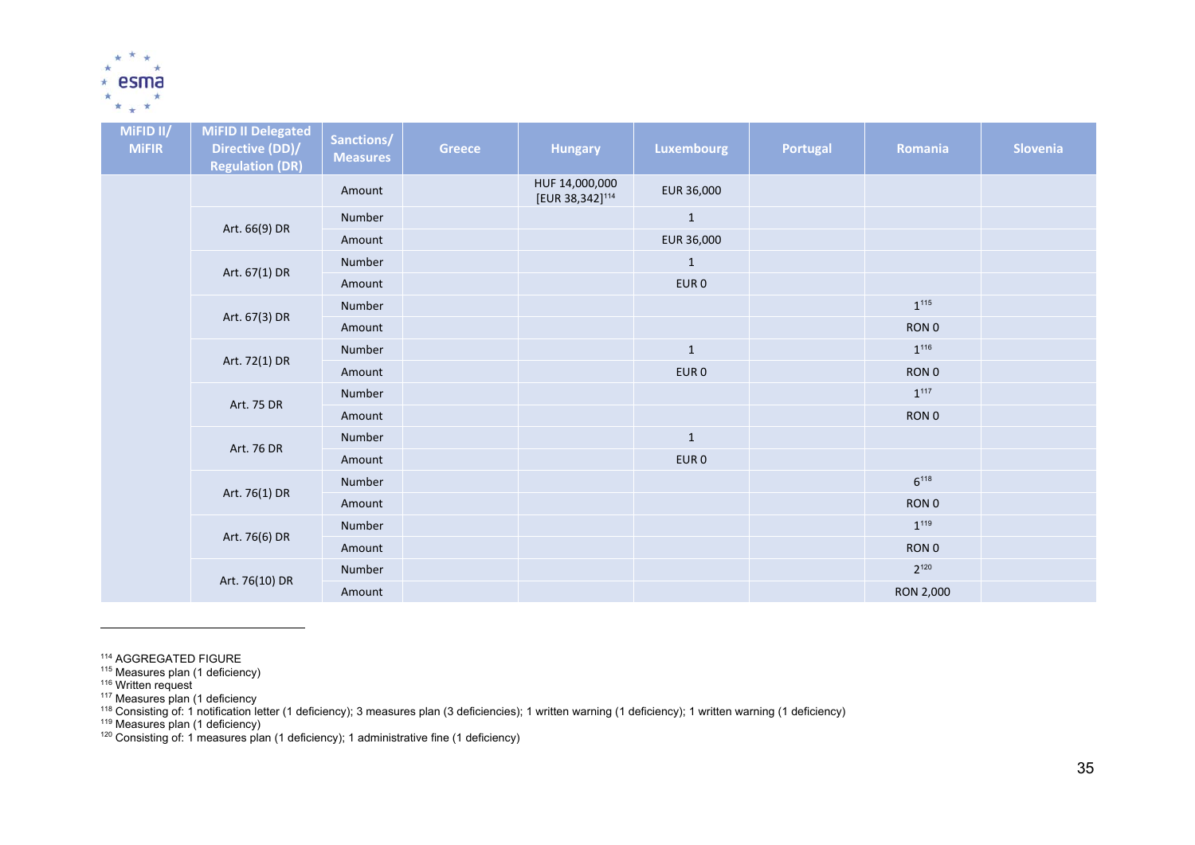| MiFID II/ MiFIR | MiFID II Delegated Directive (DD)/ Regulation (DR) | Sanctions/ Measures | Greece | Hungary | Luxembourg | Portugal | Romania | Slovenia |
|---|---|---|---|---|---|---|---|---|
| | | Amount | | HUF 14,000,000 [EUR 38,342][114] | EUR 36,000 | | | |
| | Art. 66(9) DR | Number | | | 1 | | | |
| | | Amount | | | EUR 36,000 | | | |
| | Art. 67(1) DR | Number | | | 1 | | | |
| | | Amount | | | EUR 0 | | | |
| | Art. 67(3) DR | Number | | | | | 1[115] | |
| | | Amount | | | | | RON 0 | |
| | Art. 72(1) DR | Number | | | 1 | | 1[116] | |
| | | Amount | | | EUR 0 | | RON 0 | |
| | Art. 75 DR | Number | | | | | 1[117] | |
| | | Amount | | | | | RON 0 | |
| | Art. 76 DR | Number | | | 1 | | | |
| | | Amount | | | EUR 0 | | | |
| | Art. 76(1) DR | Number | | | | | 6[118] | |
| | | Amount | | | | | RON 0 | |
| | Art. 76(6) DR | Number | | | | | 1[119] | |
| | | Amount | | | | | RON 0 | |
| | Art. 76(10) DR | Number | | | | | 2[120] | |
| | | Amount | | | | | RON 2,000 | |

[114] AGGREGATED FIGURE

[115] Measures plan (1 deficiency)

[116] Written request

[117] Measures plan (1 deficiency

[118] Consisting of: 1 notification letter (1 deficiency); 3 measures plan (3 deficiencies); 1 written warning (1 deficiency); 1 written warning (1 deficiency)

[119] Measures plan (1 deficiency)

[120] Consisting of: 1 measures plan (1 deficiency); 1 administrative fine (1 deficiency)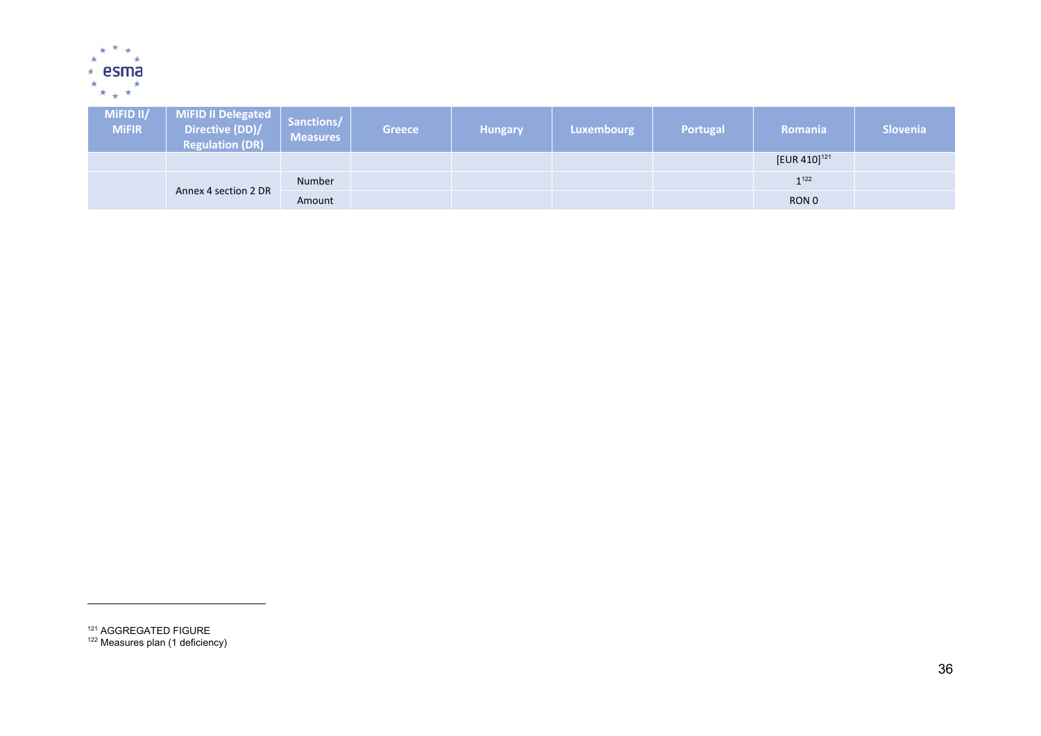| MiFID II/ MiFIR | MiFID II Delegated Directive (DD)/ Regulation (DR) | Sanctions/ Measures | Greece | Hungary | Luxembourg | Portugal | Romania | Slovenia |
|---|---|---|---|---|---|---|---|---|
| | | | | | | | [EUR 410][121] | |
| | Annex 4 section 2 DR | Number | | | | | 1[122] | |
| | | Amount | | | | | RON 0 | |

[121] AGGREGATED FIGURE
[122] Measures plan (1 deficiency)